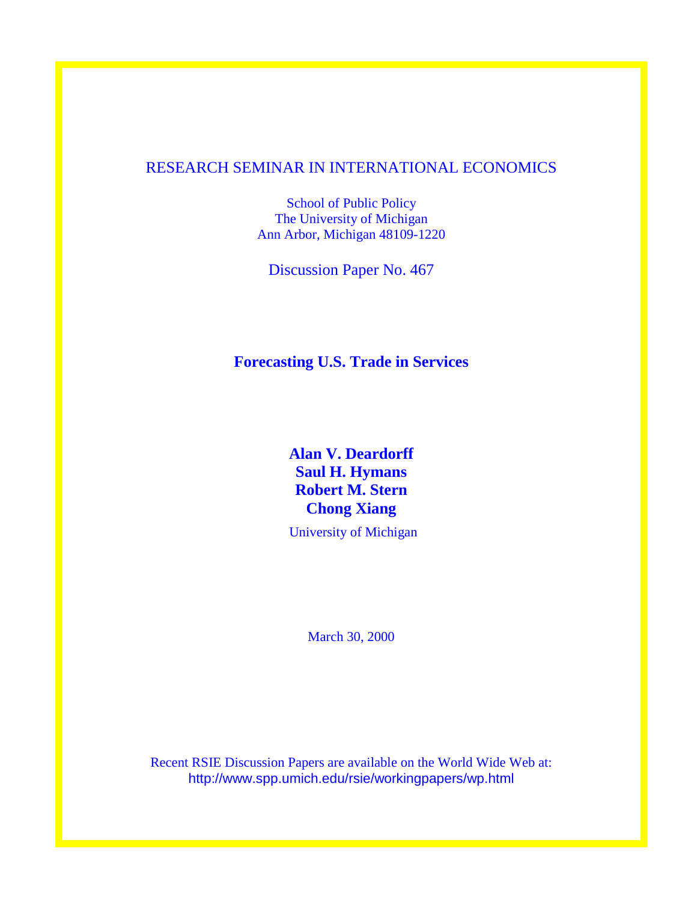RESEARCH SEMINAR IN INTERNATIONAL ECONOMICS

School of Public Policy
The University of Michigan
Ann Arbor, Michigan 48109-1220

Discussion Paper No. 467

# Forecasting U.S. Trade in Services

**Alan V. Deardorff**
**Saul H. Hymans**
**Robert M. Stern**
**Chong Xiang**

University of Michigan

March 30, 2000

Recent RSIE Discussion Papers are available on the World Wide Web at:
http://www.spp.umich.edu/rsie/workingpapers/wp.html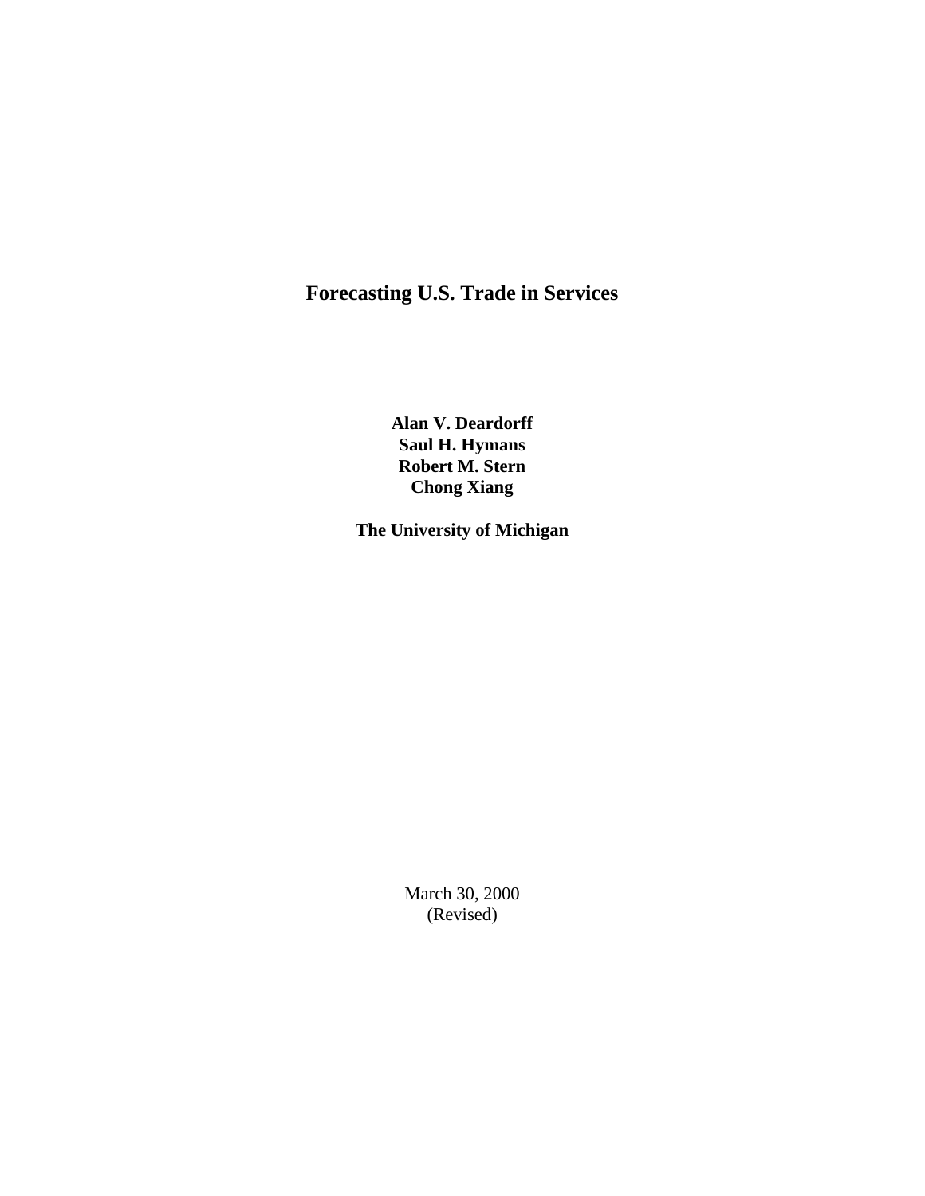# Forecasting U.S. Trade in Services

**Alan V. Deardorff**
**Saul H. Hymans**
**Robert M. Stern**
**Chong Xiang**

**The University of Michigan**

March 30, 2000
(Revised)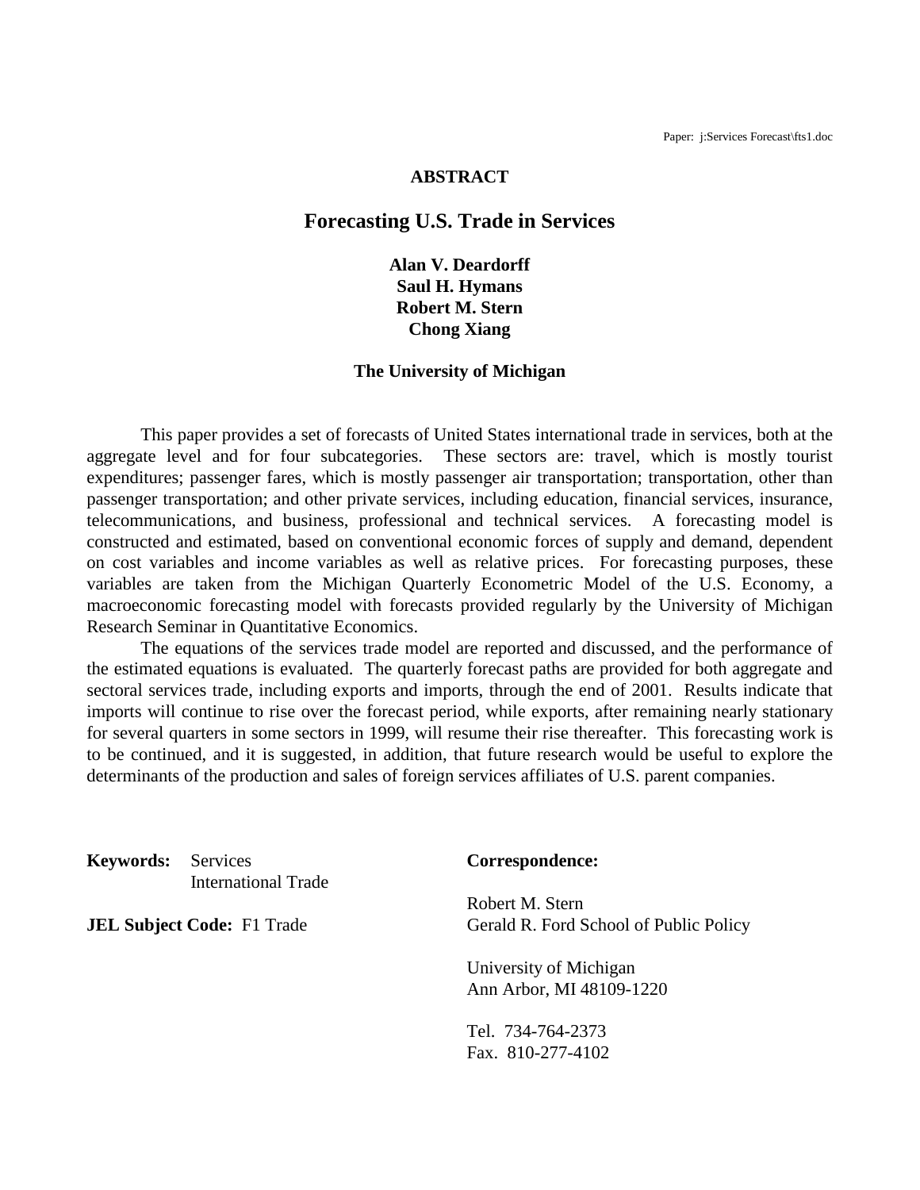Paper: j:Services Forecast\fts1.doc

## ABSTRACT

# Forecasting U.S. Trade in Services

**Alan V. Deardorff**
**Saul H. Hymans**
**Robert M. Stern**
**Chong Xiang**

**The University of Michigan**

This paper provides a set of forecasts of United States international trade in services, both at the aggregate level and for four subcategories. These sectors are: travel, which is mostly tourist expenditures; passenger fares, which is mostly passenger air transportation; transportation, other than passenger transportation; and other private services, including education, financial services, insurance, telecommunications, and business, professional and technical services. A forecasting model is constructed and estimated, based on conventional economic forces of supply and demand, dependent on cost variables and income variables as well as relative prices. For forecasting purposes, these variables are taken from the Michigan Quarterly Econometric Model of the U.S. Economy, a macroeconomic forecasting model with forecasts provided regularly by the University of Michigan Research Seminar in Quantitative Economics.

The equations of the services trade model are reported and discussed, and the performance of the estimated equations is evaluated. The quarterly forecast paths are provided for both aggregate and sectoral services trade, including exports and imports, through the end of 2001. Results indicate that imports will continue to rise over the forecast period, while exports, after remaining nearly stationary for several quarters in some sectors in 1999, will resume their rise thereafter. This forecasting work is to be continued, and it is suggested, in addition, that future research would be useful to explore the determinants of the production and sales of foreign services affiliates of U.S. parent companies.

**Keywords:** Services
International Trade

**JEL Subject Code:** F1 Trade

**Correspondence:**

Robert M. Stern
Gerald R. Ford School of Public Policy

University of Michigan
Ann Arbor, MI 48109-1220

Tel. 734-764-2373
Fax. 810-277-4102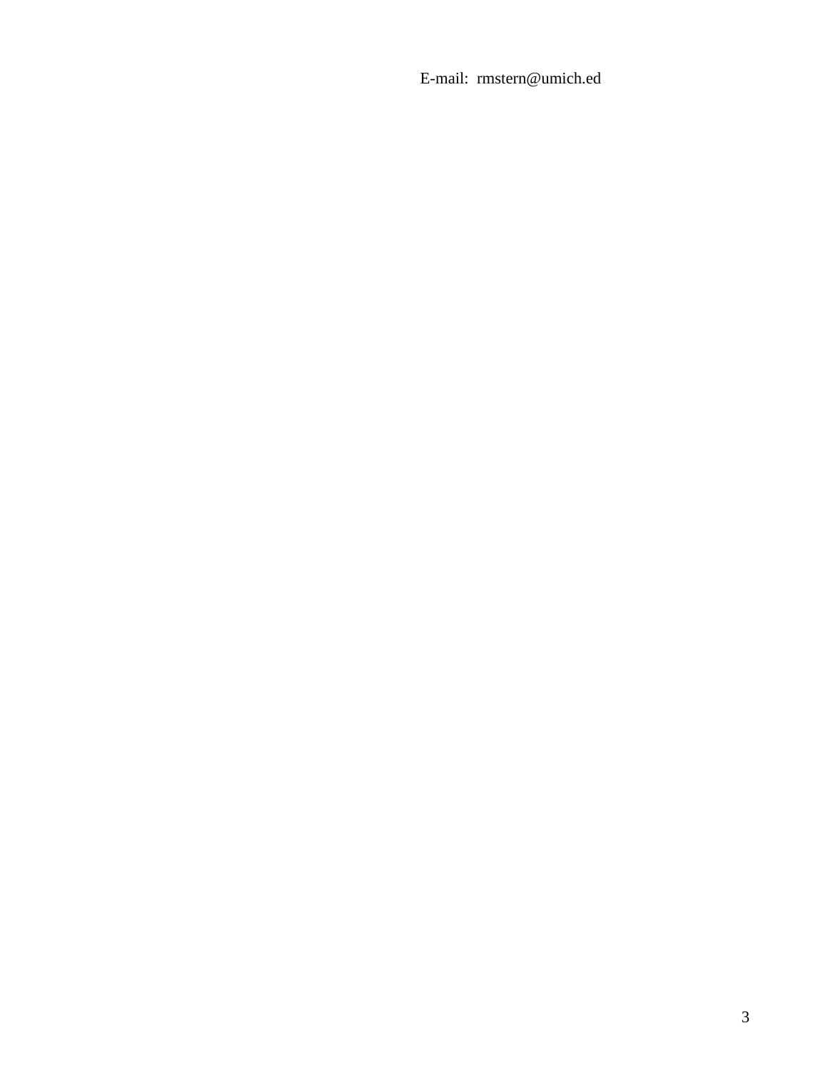E-mail: rmstern@umich.ed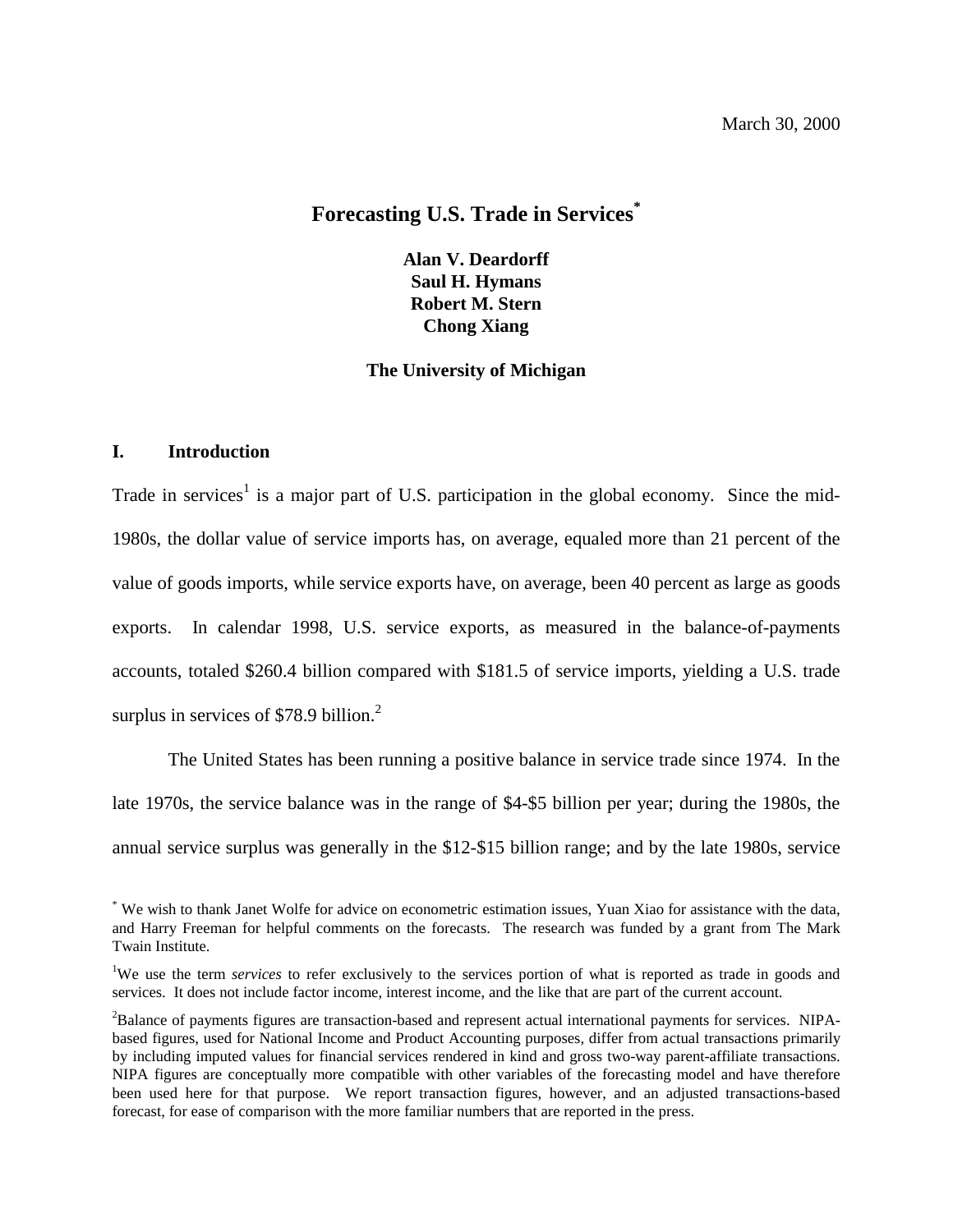March 30, 2000

# Forecasting U.S. Trade in Services[*]

**Alan V. Deardorff**
**Saul H. Hymans**
**Robert M. Stern**
**Chong Xiang**

**The University of Michigan**

## I. Introduction

Trade in services[1] is a major part of U.S. participation in the global economy. Since the mid-1980s, the dollar value of service imports has, on average, equaled more than 21 percent of the value of goods imports, while service exports have, on average, been 40 percent as large as goods exports. In calendar 1998, U.S. service exports, as measured in the balance-of-payments accounts, totaled \$260.4 billion compared with \$181.5 of service imports, yielding a U.S. trade surplus in services of \$78.9 billion.[2]

The United States has been running a positive balance in service trade since 1974. In the late 1970s, the service balance was in the range of \$4-\$5 billion per year; during the 1980s, the annual service surplus was generally in the \$12-\$15 billion range; and by the late 1980s, service

[*] We wish to thank Janet Wolfe for advice on econometric estimation issues, Yuan Xiao for assistance with the data, and Harry Freeman for helpful comments on the forecasts. The research was funded by a grant from The Mark Twain Institute.

[1]We use the term *services* to refer exclusively to the services portion of what is reported as trade in goods and services. It does not include factor income, interest income, and the like that are part of the current account.

[2]Balance of payments figures are transaction-based and represent actual international payments for services. NIPA-based figures, used for National Income and Product Accounting purposes, differ from actual transactions primarily by including imputed values for financial services rendered in kind and gross two-way parent-affiliate transactions. NIPA figures are conceptually more compatible with other variables of the forecasting model and have therefore been used here for that purpose. We report transaction figures, however, and an adjusted transactions-based forecast, for ease of comparison with the more familiar numbers that are reported in the press.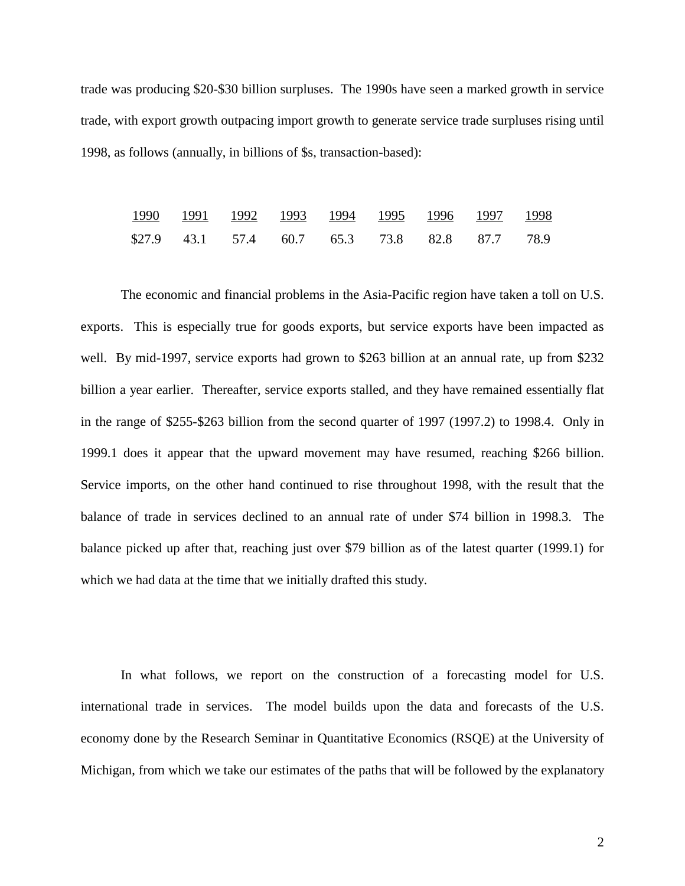trade was producing \$20-\$30 billion surpluses. The 1990s have seen a marked growth in service trade, with export growth outpacing import growth to generate service trade surpluses rising until 1998, as follows (annually, in billions of \$s, transaction-based):

| 1990 | 1991 | 1992 | 1993 | 1994 | 1995 | 1996 | 1997 | 1998 |
|---|---|---|---|---|---|---|---|---|
| \$27.9 | 43.1 | 57.4 | 60.7 | 65.3 | 73.8 | 82.8 | 87.7 | 78.9 |

The economic and financial problems in the Asia-Pacific region have taken a toll on U.S. exports. This is especially true for goods exports, but service exports have been impacted as well. By mid-1997, service exports had grown to \$263 billion at an annual rate, up from \$232 billion a year earlier. Thereafter, service exports stalled, and they have remained essentially flat in the range of \$255-\$263 billion from the second quarter of 1997 (1997.2) to 1998.4. Only in 1999.1 does it appear that the upward movement may have resumed, reaching \$266 billion. Service imports, on the other hand continued to rise throughout 1998, with the result that the balance of trade in services declined to an annual rate of under \$74 billion in 1998.3. The balance picked up after that, reaching just over \$79 billion as of the latest quarter (1999.1) for which we had data at the time that we initially drafted this study.

In what follows, we report on the construction of a forecasting model for U.S. international trade in services. The model builds upon the data and forecasts of the U.S. economy done by the Research Seminar in Quantitative Economics (RSQE) at the University of Michigan, from which we take our estimates of the paths that will be followed by the explanatory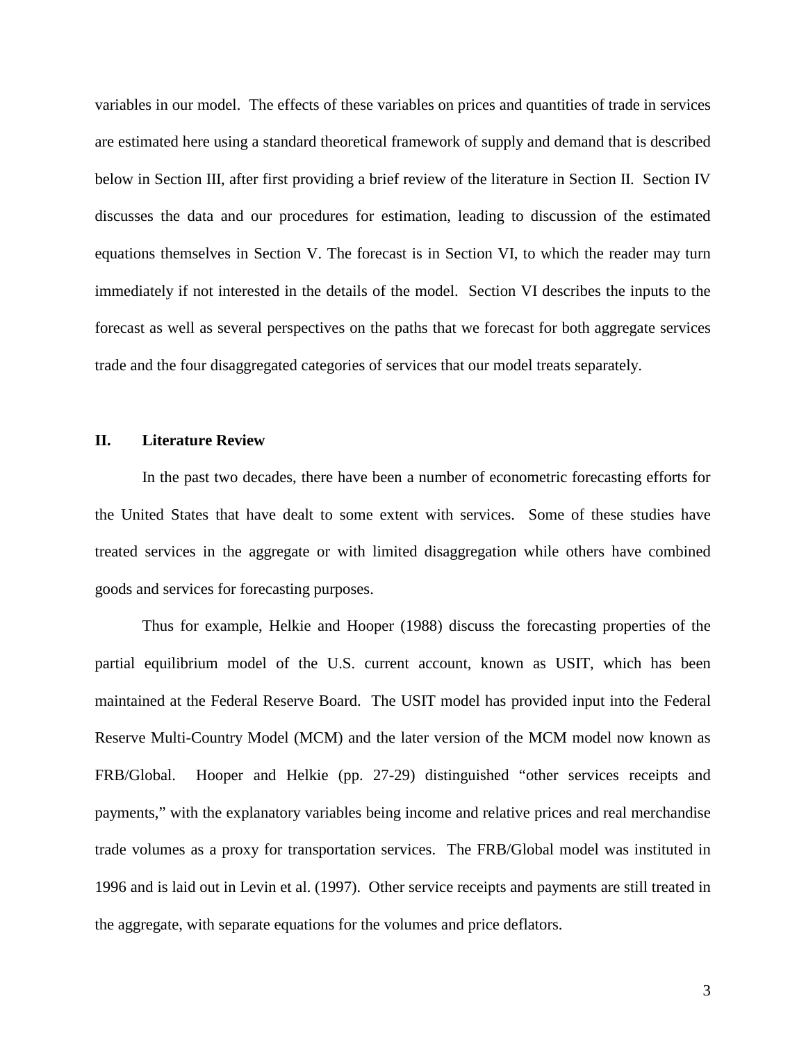variables in our model. The effects of these variables on prices and quantities of trade in services are estimated here using a standard theoretical framework of supply and demand that is described below in Section III, after first providing a brief review of the literature in Section II. Section IV discusses the data and our procedures for estimation, leading to discussion of the estimated equations themselves in Section V. The forecast is in Section VI, to which the reader may turn immediately if not interested in the details of the model. Section VI describes the inputs to the forecast as well as several perspectives on the paths that we forecast for both aggregate services trade and the four disaggregated categories of services that our model treats separately.

## II. Literature Review

In the past two decades, there have been a number of econometric forecasting efforts for the United States that have dealt to some extent with services. Some of these studies have treated services in the aggregate or with limited disaggregation while others have combined goods and services for forecasting purposes.

Thus for example, Helkie and Hooper (1988) discuss the forecasting properties of the partial equilibrium model of the U.S. current account, known as USIT, which has been maintained at the Federal Reserve Board. The USIT model has provided input into the Federal Reserve Multi-Country Model (MCM) and the later version of the MCM model now known as FRB/Global. Hooper and Helkie (pp. 27-29) distinguished "other services receipts and payments," with the explanatory variables being income and relative prices and real merchandise trade volumes as a proxy for transportation services. The FRB/Global model was instituted in 1996 and is laid out in Levin et al. (1997). Other service receipts and payments are still treated in the aggregate, with separate equations for the volumes and price deflators.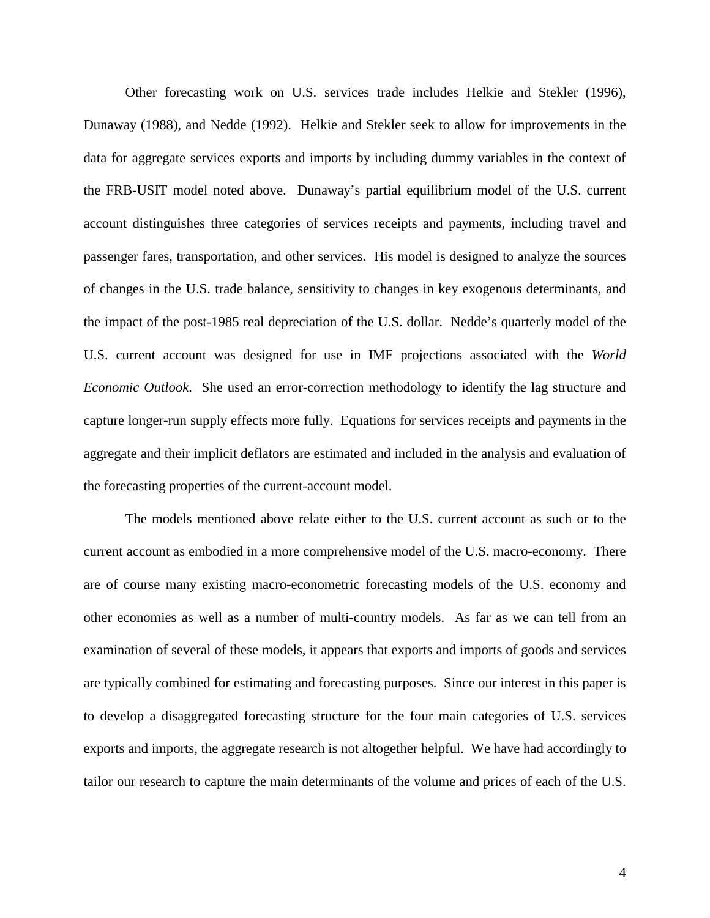Other forecasting work on U.S. services trade includes Helkie and Stekler (1996), Dunaway (1988), and Nedde (1992). Helkie and Stekler seek to allow for improvements in the data for aggregate services exports and imports by including dummy variables in the context of the FRB-USIT model noted above. Dunaway's partial equilibrium model of the U.S. current account distinguishes three categories of services receipts and payments, including travel and passenger fares, transportation, and other services. His model is designed to analyze the sources of changes in the U.S. trade balance, sensitivity to changes in key exogenous determinants, and the impact of the post-1985 real depreciation of the U.S. dollar. Nedde's quarterly model of the U.S. current account was designed for use in IMF projections associated with the *World Economic Outlook*. She used an error-correction methodology to identify the lag structure and capture longer-run supply effects more fully. Equations for services receipts and payments in the aggregate and their implicit deflators are estimated and included in the analysis and evaluation of the forecasting properties of the current-account model.

The models mentioned above relate either to the U.S. current account as such or to the current account as embodied in a more comprehensive model of the U.S. macro-economy. There are of course many existing macro-econometric forecasting models of the U.S. economy and other economies as well as a number of multi-country models. As far as we can tell from an examination of several of these models, it appears that exports and imports of goods and services are typically combined for estimating and forecasting purposes. Since our interest in this paper is to develop a disaggregated forecasting structure for the four main categories of U.S. services exports and imports, the aggregate research is not altogether helpful. We have had accordingly to tailor our research to capture the main determinants of the volume and prices of each of the U.S.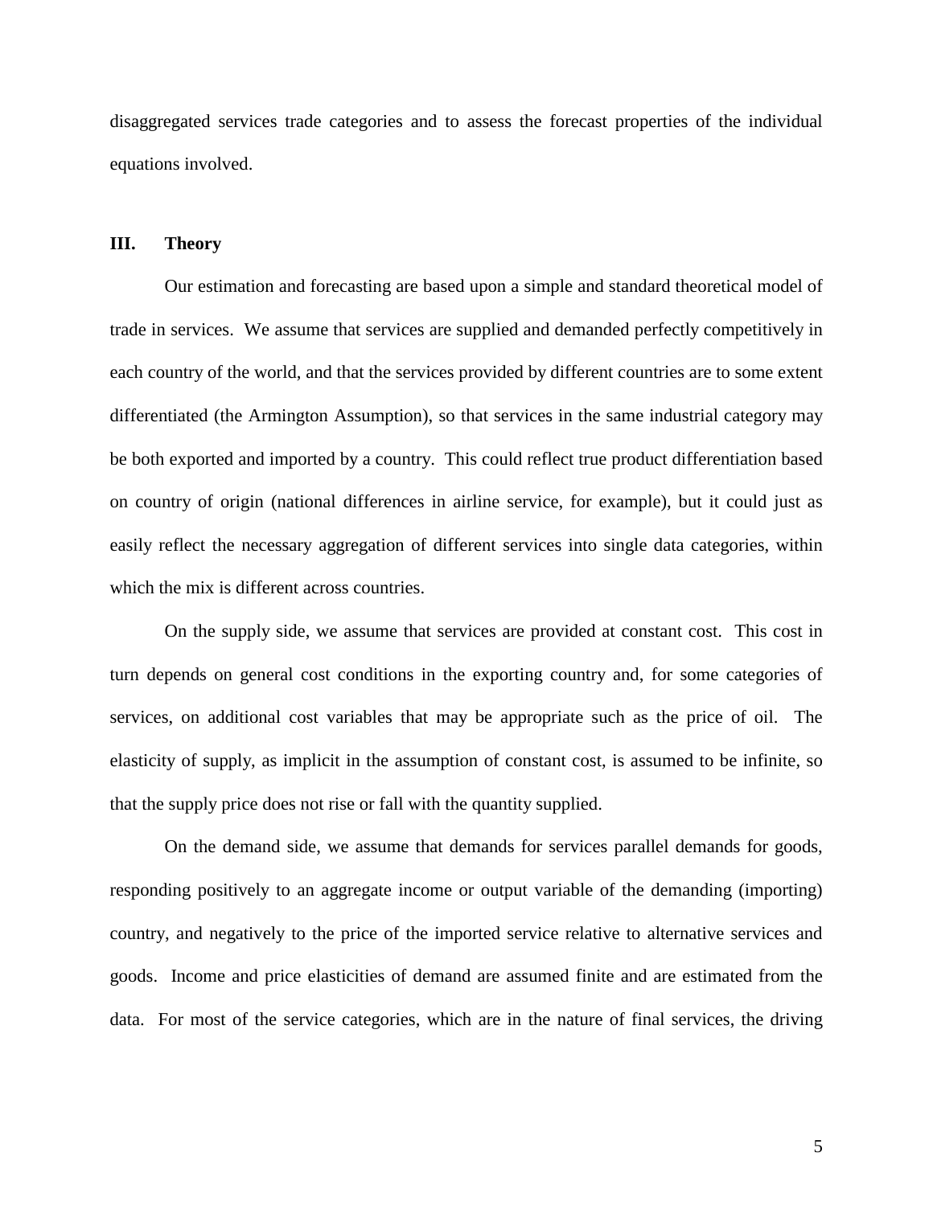disaggregated services trade categories and to assess the forecast properties of the individual equations involved.

## III. Theory

Our estimation and forecasting are based upon a simple and standard theoretical model of trade in services. We assume that services are supplied and demanded perfectly competitively in each country of the world, and that the services provided by different countries are to some extent differentiated (the Armington Assumption), so that services in the same industrial category may be both exported and imported by a country. This could reflect true product differentiation based on country of origin (national differences in airline service, for example), but it could just as easily reflect the necessary aggregation of different services into single data categories, within which the mix is different across countries.

On the supply side, we assume that services are provided at constant cost. This cost in turn depends on general cost conditions in the exporting country and, for some categories of services, on additional cost variables that may be appropriate such as the price of oil. The elasticity of supply, as implicit in the assumption of constant cost, is assumed to be infinite, so that the supply price does not rise or fall with the quantity supplied.

On the demand side, we assume that demands for services parallel demands for goods, responding positively to an aggregate income or output variable of the demanding (importing) country, and negatively to the price of the imported service relative to alternative services and goods. Income and price elasticities of demand are assumed finite and are estimated from the data. For most of the service categories, which are in the nature of final services, the driving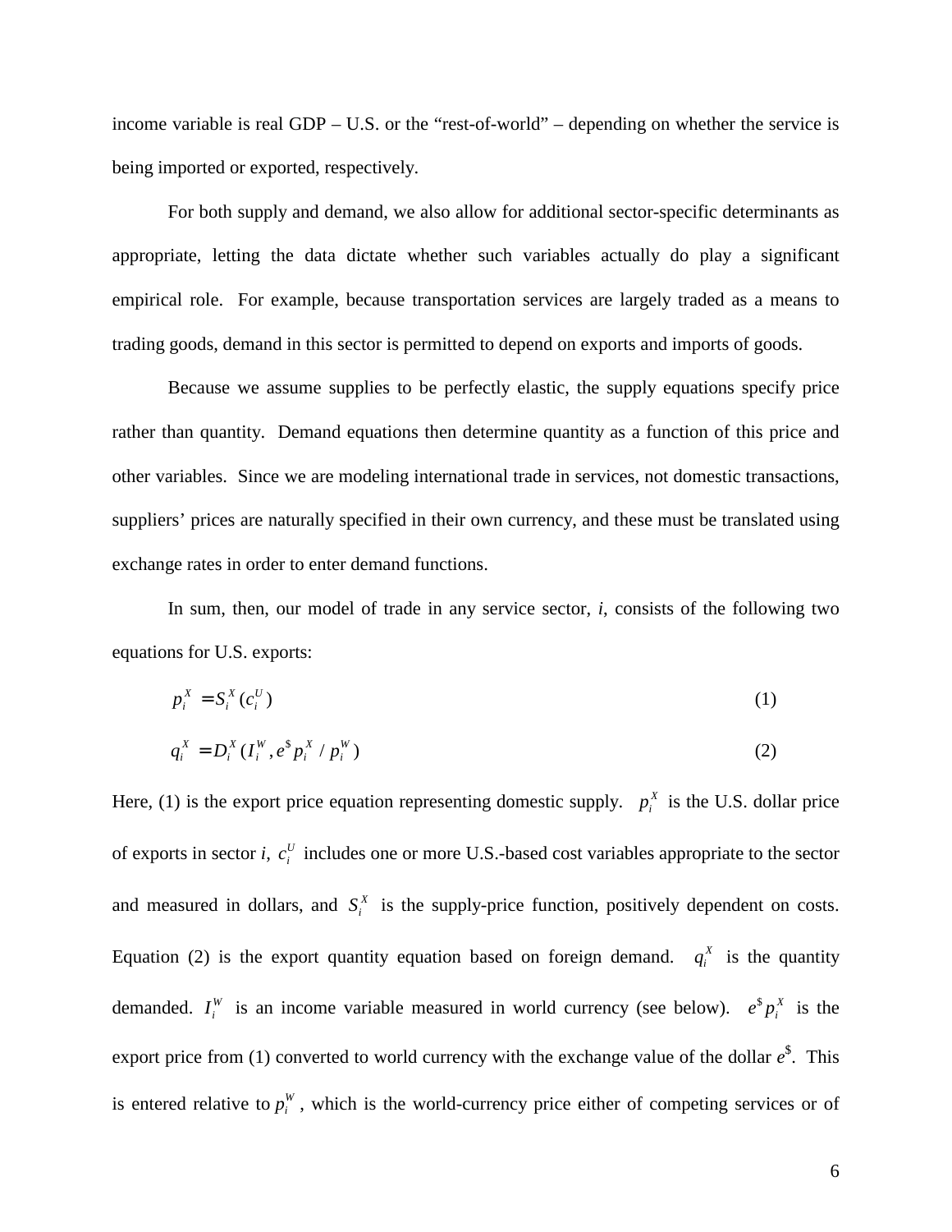income variable is real GDP – U.S. or the "rest-of-world" – depending on whether the service is being imported or exported, respectively.

For both supply and demand, we also allow for additional sector-specific determinants as appropriate, letting the data dictate whether such variables actually do play a significant empirical role. For example, because transportation services are largely traded as a means to trading goods, demand in this sector is permitted to depend on exports and imports of goods.

Because we assume supplies to be perfectly elastic, the supply equations specify price rather than quantity. Demand equations then determine quantity as a function of this price and other variables. Since we are modeling international trade in services, not domestic transactions, suppliers' prices are naturally specified in their own currency, and these must be translated using exchange rates in order to enter demand functions.

In sum, then, our model of trade in any service sector, *i*, consists of the following two equations for U.S. exports:

$$p_i^X = S_i^X(c_i^U) \tag{1}$$

$$q_i^X = D_i^X(I_i^W, e^{\$} p_i^X / p_i^W) \tag{2}$$

Here, (1) is the export price equation representing domestic supply. $p_i^X$ is the U.S. dollar price of exports in sector *i*, $c_i^U$ includes one or more U.S.-based cost variables appropriate to the sector and measured in dollars, and $S_i^X$ is the supply-price function, positively dependent on costs. Equation (2) is the export quantity equation based on foreign demand. $q_i^X$ is the quantity demanded. $I_i^W$ is an income variable measured in world currency (see below). $e^{\$} p_i^X$ is the export price from (1) converted to world currency with the exchange value of the dollar $e^{\$}$. This is entered relative to $p_i^W$, which is the world-currency price either of competing services or of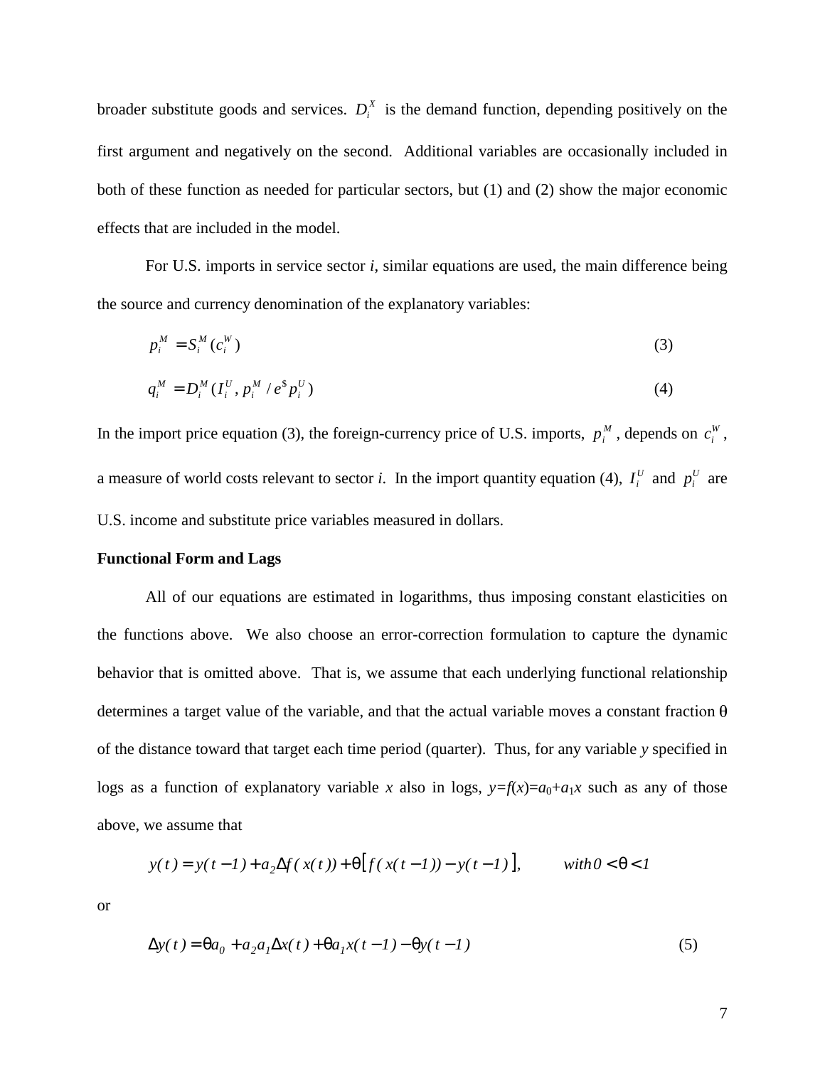broader substitute goods and services. $D_i^X$ is the demand function, depending positively on the first argument and negatively on the second. Additional variables are occasionally included in both of these function as needed for particular sectors, but (1) and (2) show the major economic effects that are included in the model.

For U.S. imports in service sector *i*, similar equations are used, the main difference being the source and currency denomination of the explanatory variables:

$$p_i^M = S_i^M(c_i^W) \tag{3}$$

$$q_i^M = D_i^M(I_i^U, p_i^M / e^{\$} p_i^U) \tag{4}$$

In the import price equation (3), the foreign-currency price of U.S. imports, $p_i^M$, depends on $c_i^W$, a measure of world costs relevant to sector *i*. In the import quantity equation (4), $I_i^U$ and $p_i^U$ are U.S. income and substitute price variables measured in dollars.

**Functional Form and Lags**

All of our equations are estimated in logarithms, thus imposing constant elasticities on the functions above. We also choose an error-correction formulation to capture the dynamic behavior that is omitted above. That is, we assume that each underlying functional relationship determines a target value of the variable, and that the actual variable moves a constant fraction θ of the distance toward that target each time period (quarter). Thus, for any variable *y* specified in logs as a function of explanatory variable *x* also in logs, $y=f(x)=a_0+a_1x$ such as any of those above, we assume that

$$y(t) = y(t-1) + a_2 \Delta f(x(t)) + \theta\left[f(x(t-1)) - y(t-1)\right], \qquad with\; 0 < \theta < 1$$

or

$$\Delta y(t) = \theta a_0 + a_2 a_1 \Delta x(t) + \theta a_1 x(t-1) - \theta y(t-1) \tag{5}$$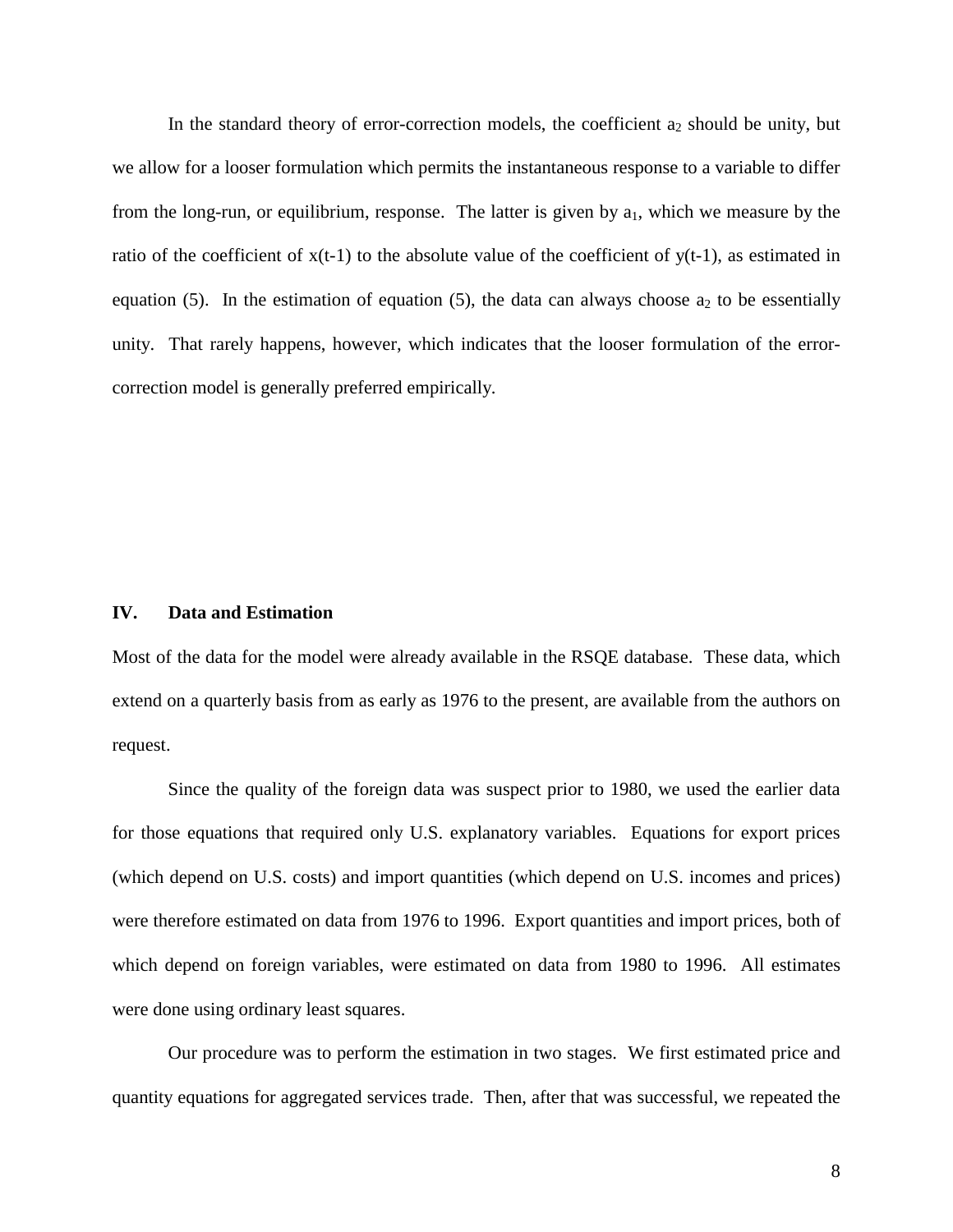In the standard theory of error-correction models, the coefficient $a_2$ should be unity, but we allow for a looser formulation which permits the instantaneous response to a variable to differ from the long-run, or equilibrium, response. The latter is given by $a_1$, which we measure by the ratio of the coefficient of x(t-1) to the absolute value of the coefficient of y(t-1), as estimated in equation (5). In the estimation of equation (5), the data can always choose $a_2$ to be essentially unity. That rarely happens, however, which indicates that the looser formulation of the error-correction model is generally preferred empirically.

## IV. Data and Estimation

Most of the data for the model were already available in the RSQE database. These data, which extend on a quarterly basis from as early as 1976 to the present, are available from the authors on request.

Since the quality of the foreign data was suspect prior to 1980, we used the earlier data for those equations that required only U.S. explanatory variables. Equations for export prices (which depend on U.S. costs) and import quantities (which depend on U.S. incomes and prices) were therefore estimated on data from 1976 to 1996. Export quantities and import prices, both of which depend on foreign variables, were estimated on data from 1980 to 1996. All estimates were done using ordinary least squares.

Our procedure was to perform the estimation in two stages. We first estimated price and quantity equations for aggregated services trade. Then, after that was successful, we repeated the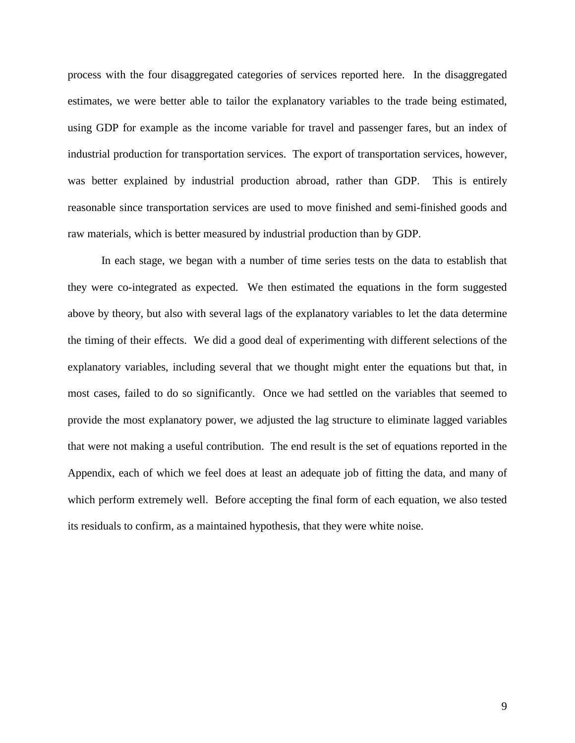process with the four disaggregated categories of services reported here. In the disaggregated estimates, we were better able to tailor the explanatory variables to the trade being estimated, using GDP for example as the income variable for travel and passenger fares, but an index of industrial production for transportation services. The export of transportation services, however, was better explained by industrial production abroad, rather than GDP. This is entirely reasonable since transportation services are used to move finished and semi-finished goods and raw materials, which is better measured by industrial production than by GDP.

In each stage, we began with a number of time series tests on the data to establish that they were co-integrated as expected. We then estimated the equations in the form suggested above by theory, but also with several lags of the explanatory variables to let the data determine the timing of their effects. We did a good deal of experimenting with different selections of the explanatory variables, including several that we thought might enter the equations but that, in most cases, failed to do so significantly. Once we had settled on the variables that seemed to provide the most explanatory power, we adjusted the lag structure to eliminate lagged variables that were not making a useful contribution. The end result is the set of equations reported in the Appendix, each of which we feel does at least an adequate job of fitting the data, and many of which perform extremely well. Before accepting the final form of each equation, we also tested its residuals to confirm, as a maintained hypothesis, that they were white noise.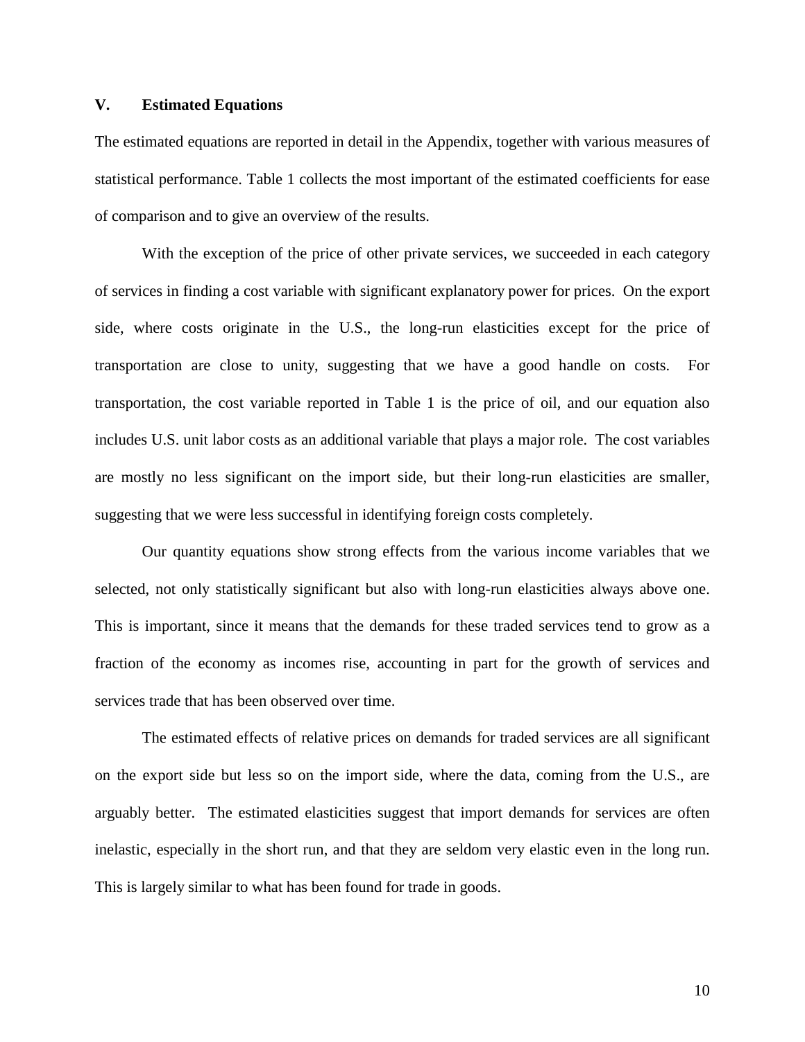## V. Estimated Equations

The estimated equations are reported in detail in the Appendix, together with various measures of statistical performance. Table 1 collects the most important of the estimated coefficients for ease of comparison and to give an overview of the results.

With the exception of the price of other private services, we succeeded in each category of services in finding a cost variable with significant explanatory power for prices. On the export side, where costs originate in the U.S., the long-run elasticities except for the price of transportation are close to unity, suggesting that we have a good handle on costs. For transportation, the cost variable reported in Table 1 is the price of oil, and our equation also includes U.S. unit labor costs as an additional variable that plays a major role. The cost variables are mostly no less significant on the import side, but their long-run elasticities are smaller, suggesting that we were less successful in identifying foreign costs completely.

Our quantity equations show strong effects from the various income variables that we selected, not only statistically significant but also with long-run elasticities always above one. This is important, since it means that the demands for these traded services tend to grow as a fraction of the economy as incomes rise, accounting in part for the growth of services and services trade that has been observed over time.

The estimated effects of relative prices on demands for traded services are all significant on the export side but less so on the import side, where the data, coming from the U.S., are arguably better. The estimated elasticities suggest that import demands for services are often inelastic, especially in the short run, and that they are seldom very elastic even in the long run. This is largely similar to what has been found for trade in goods.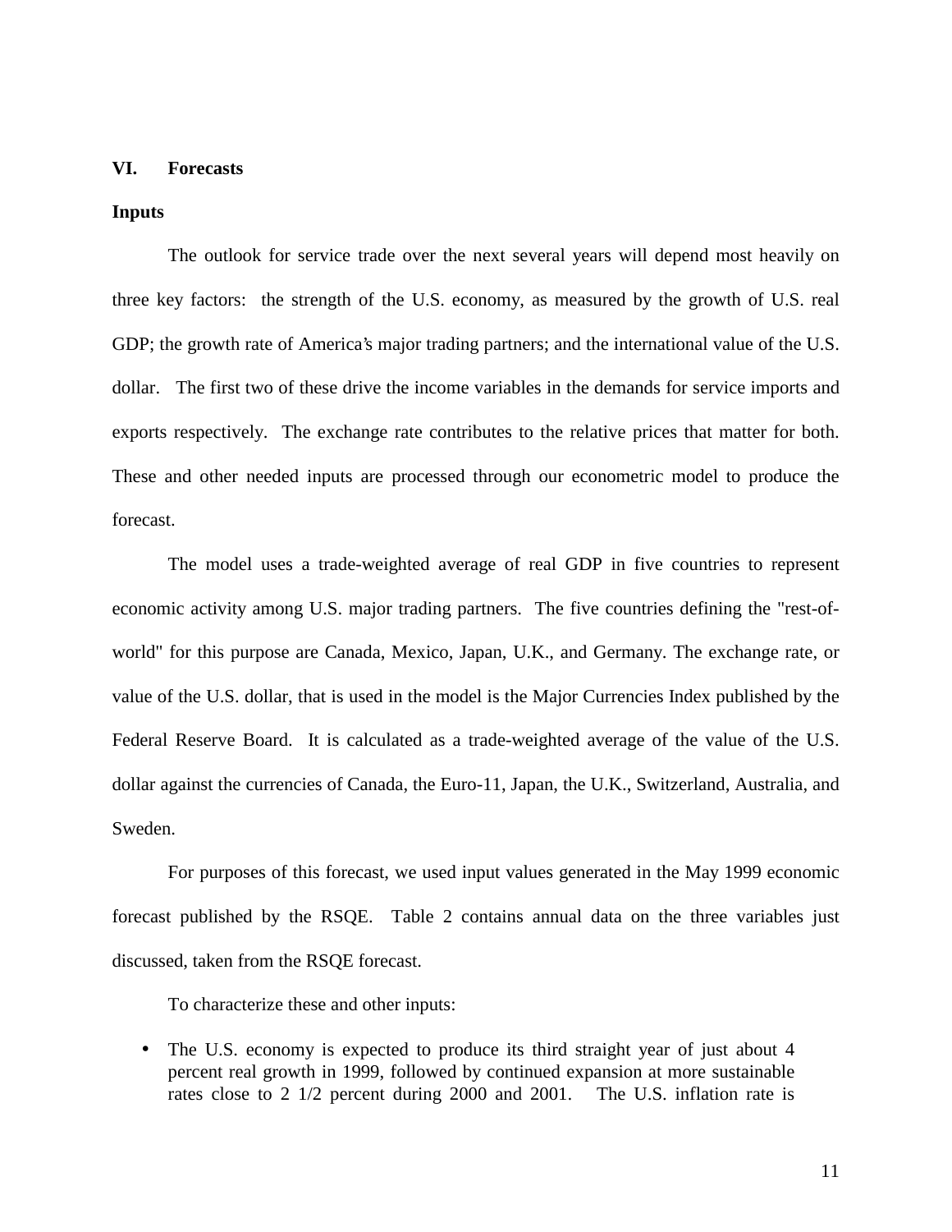## VI. Forecasts

### Inputs

The outlook for service trade over the next several years will depend most heavily on three key factors: the strength of the U.S. economy, as measured by the growth of U.S. real GDP; the growth rate of America's major trading partners; and the international value of the U.S. dollar. The first two of these drive the income variables in the demands for service imports and exports respectively. The exchange rate contributes to the relative prices that matter for both. These and other needed inputs are processed through our econometric model to produce the forecast.

The model uses a trade-weighted average of real GDP in five countries to represent economic activity among U.S. major trading partners. The five countries defining the "rest-of-world" for this purpose are Canada, Mexico, Japan, U.K., and Germany. The exchange rate, or value of the U.S. dollar, that is used in the model is the Major Currencies Index published by the Federal Reserve Board. It is calculated as a trade-weighted average of the value of the U.S. dollar against the currencies of Canada, the Euro-11, Japan, the U.K., Switzerland, Australia, and Sweden.

For purposes of this forecast, we used input values generated in the May 1999 economic forecast published by the RSQE. Table 2 contains annual data on the three variables just discussed, taken from the RSQE forecast.

To characterize these and other inputs:

- The U.S. economy is expected to produce its third straight year of just about 4 percent real growth in 1999, followed by continued expansion at more sustainable rates close to 2 1/2 percent during 2000 and 2001. The U.S. inflation rate is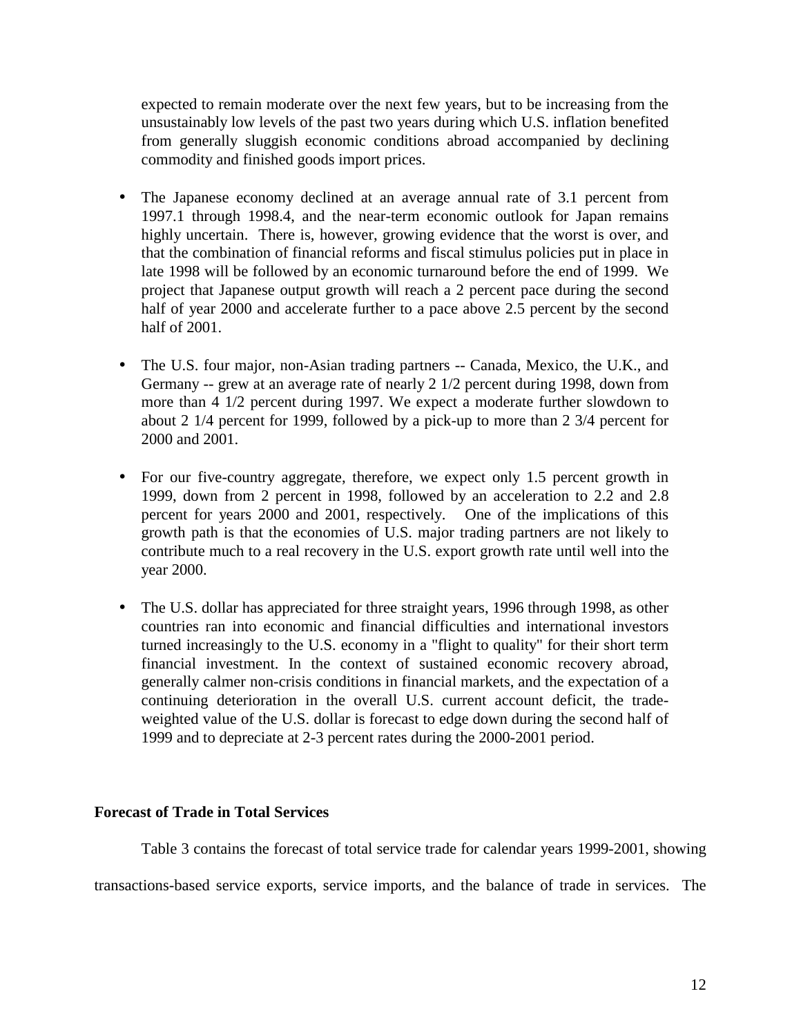expected to remain moderate over the next few years, but to be increasing from the unsustainably low levels of the past two years during which U.S. inflation benefited from generally sluggish economic conditions abroad accompanied by declining commodity and finished goods import prices.

- The Japanese economy declined at an average annual rate of 3.1 percent from 1997.1 through 1998.4, and the near-term economic outlook for Japan remains highly uncertain. There is, however, growing evidence that the worst is over, and that the combination of financial reforms and fiscal stimulus policies put in place in late 1998 will be followed by an economic turnaround before the end of 1999. We project that Japanese output growth will reach a 2 percent pace during the second half of year 2000 and accelerate further to a pace above 2.5 percent by the second half of 2001.

- The U.S. four major, non-Asian trading partners -- Canada, Mexico, the U.K., and Germany -- grew at an average rate of nearly 2 1/2 percent during 1998, down from more than 4 1/2 percent during 1997. We expect a moderate further slowdown to about 2 1/4 percent for 1999, followed by a pick-up to more than 2 3/4 percent for 2000 and 2001.

- For our five-country aggregate, therefore, we expect only 1.5 percent growth in 1999, down from 2 percent in 1998, followed by an acceleration to 2.2 and 2.8 percent for years 2000 and 2001, respectively. One of the implications of this growth path is that the economies of U.S. major trading partners are not likely to contribute much to a real recovery in the U.S. export growth rate until well into the year 2000.

- The U.S. dollar has appreciated for three straight years, 1996 through 1998, as other countries ran into economic and financial difficulties and international investors turned increasingly to the U.S. economy in a "flight to quality" for their short term financial investment. In the context of sustained economic recovery abroad, generally calmer non-crisis conditions in financial markets, and the expectation of a continuing deterioration in the overall U.S. current account deficit, the trade-weighted value of the U.S. dollar is forecast to edge down during the second half of 1999 and to depreciate at 2-3 percent rates during the 2000-2001 period.

### Forecast of Trade in Total Services

Table 3 contains the forecast of total service trade for calendar years 1999-2001, showing transactions-based service exports, service imports, and the balance of trade in services. The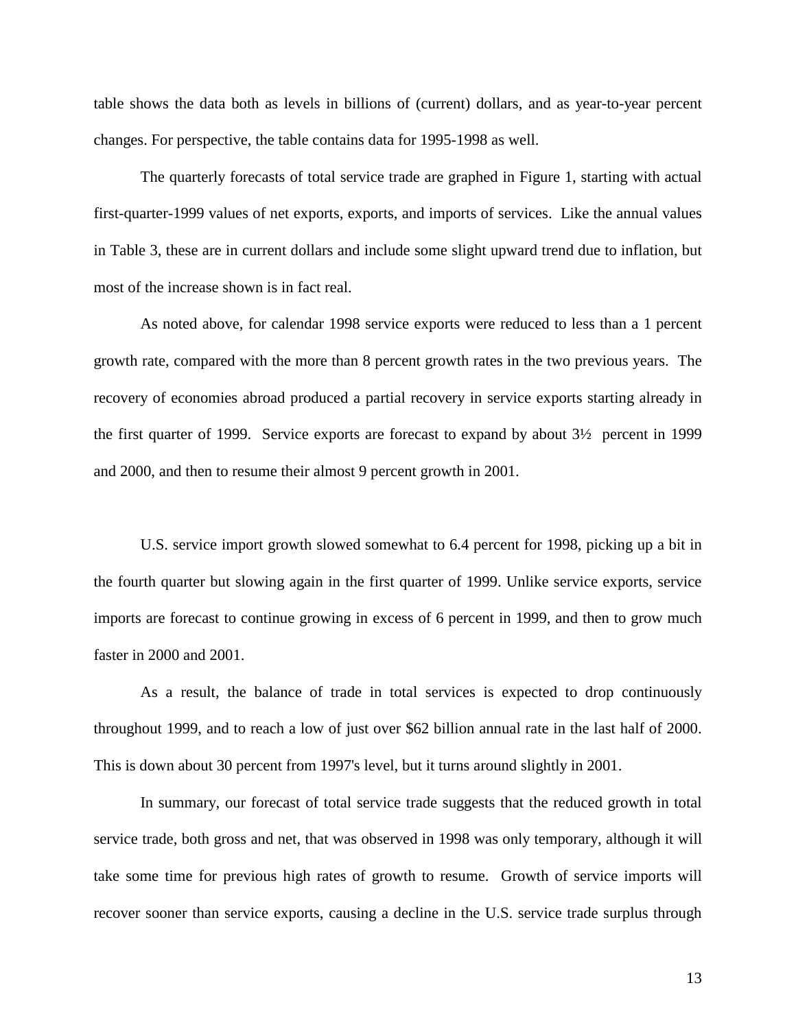table shows the data both as levels in billions of (current) dollars, and as year-to-year percent changes. For perspective, the table contains data for 1995-1998 as well.

The quarterly forecasts of total service trade are graphed in Figure 1, starting with actual first-quarter-1999 values of net exports, exports, and imports of services. Like the annual values in Table 3, these are in current dollars and include some slight upward trend due to inflation, but most of the increase shown is in fact real.

As noted above, for calendar 1998 service exports were reduced to less than a 1 percent growth rate, compared with the more than 8 percent growth rates in the two previous years. The recovery of economies abroad produced a partial recovery in service exports starting already in the first quarter of 1999. Service exports are forecast to expand by about 3½ percent in 1999 and 2000, and then to resume their almost 9 percent growth in 2001.

U.S. service import growth slowed somewhat to 6.4 percent for 1998, picking up a bit in the fourth quarter but slowing again in the first quarter of 1999. Unlike service exports, service imports are forecast to continue growing in excess of 6 percent in 1999, and then to grow much faster in 2000 and 2001.

As a result, the balance of trade in total services is expected to drop continuously throughout 1999, and to reach a low of just over $62 billion annual rate in the last half of 2000. This is down about 30 percent from 1997's level, but it turns around slightly in 2001.

In summary, our forecast of total service trade suggests that the reduced growth in total service trade, both gross and net, that was observed in 1998 was only temporary, although it will take some time for previous high rates of growth to resume. Growth of service imports will recover sooner than service exports, causing a decline in the U.S. service trade surplus through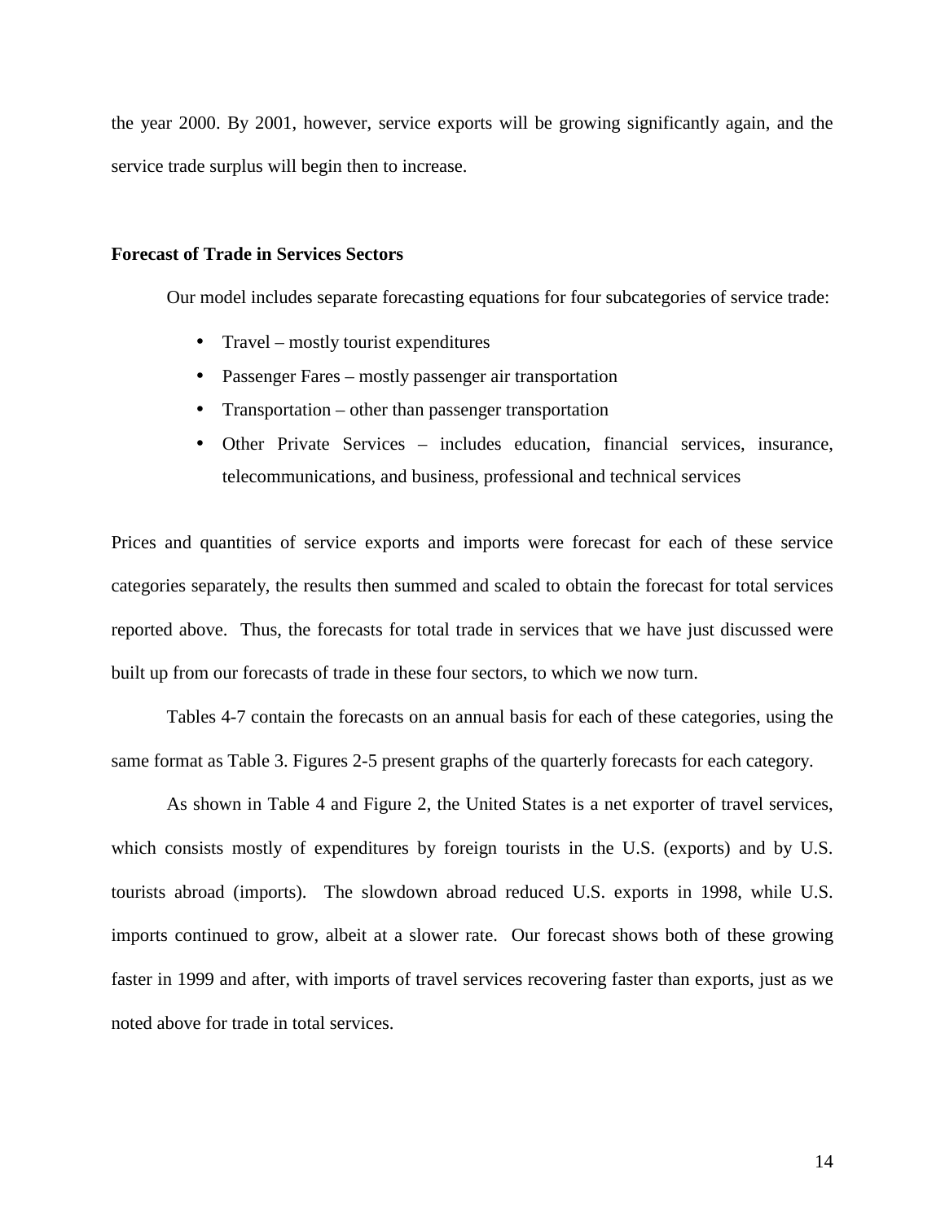the year 2000. By 2001, however, service exports will be growing significantly again, and the service trade surplus will begin then to increase.

**Forecast of Trade in Services Sectors**

Our model includes separate forecasting equations for four subcategories of service trade:

- Travel – mostly tourist expenditures
- Passenger Fares – mostly passenger air transportation
- Transportation – other than passenger transportation
- Other Private Services – includes education, financial services, insurance, telecommunications, and business, professional and technical services

Prices and quantities of service exports and imports were forecast for each of these service categories separately, the results then summed and scaled to obtain the forecast for total services reported above. Thus, the forecasts for total trade in services that we have just discussed were built up from our forecasts of trade in these four sectors, to which we now turn.

Tables 4-7 contain the forecasts on an annual basis for each of these categories, using the same format as Table 3. Figures 2-5 present graphs of the quarterly forecasts for each category.

As shown in Table 4 and Figure 2, the United States is a net exporter of travel services, which consists mostly of expenditures by foreign tourists in the U.S. (exports) and by U.S. tourists abroad (imports). The slowdown abroad reduced U.S. exports in 1998, while U.S. imports continued to grow, albeit at a slower rate. Our forecast shows both of these growing faster in 1999 and after, with imports of travel services recovering faster than exports, just as we noted above for trade in total services.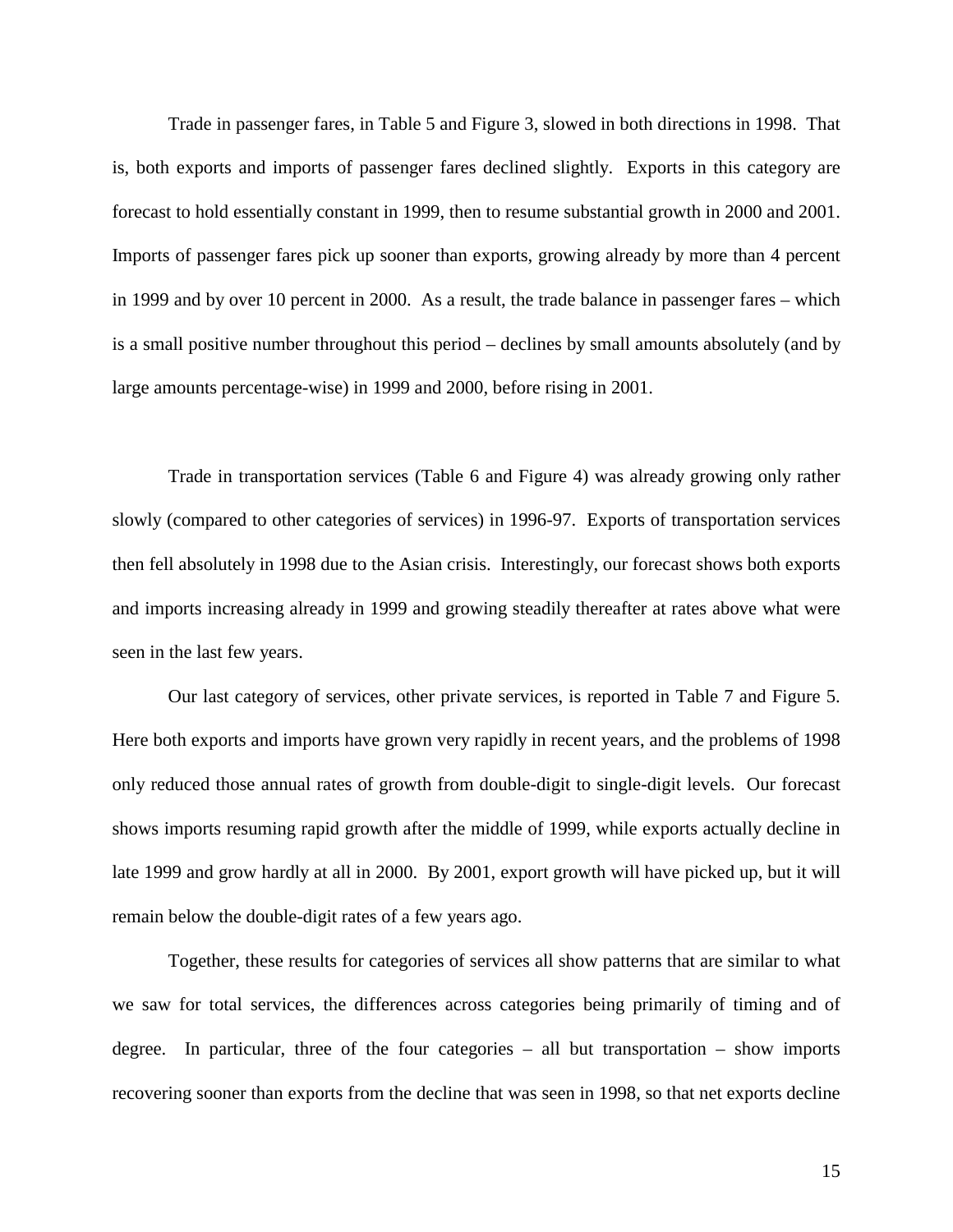Trade in passenger fares, in Table 5 and Figure 3, slowed in both directions in 1998. That is, both exports and imports of passenger fares declined slightly. Exports in this category are forecast to hold essentially constant in 1999, then to resume substantial growth in 2000 and 2001. Imports of passenger fares pick up sooner than exports, growing already by more than 4 percent in 1999 and by over 10 percent in 2000. As a result, the trade balance in passenger fares – which is a small positive number throughout this period – declines by small amounts absolutely (and by large amounts percentage-wise) in 1999 and 2000, before rising in 2001.

Trade in transportation services (Table 6 and Figure 4) was already growing only rather slowly (compared to other categories of services) in 1996-97. Exports of transportation services then fell absolutely in 1998 due to the Asian crisis. Interestingly, our forecast shows both exports and imports increasing already in 1999 and growing steadily thereafter at rates above what were seen in the last few years.

Our last category of services, other private services, is reported in Table 7 and Figure 5. Here both exports and imports have grown very rapidly in recent years, and the problems of 1998 only reduced those annual rates of growth from double-digit to single-digit levels. Our forecast shows imports resuming rapid growth after the middle of 1999, while exports actually decline in late 1999 and grow hardly at all in 2000. By 2001, export growth will have picked up, but it will remain below the double-digit rates of a few years ago.

Together, these results for categories of services all show patterns that are similar to what we saw for total services, the differences across categories being primarily of timing and of degree. In particular, three of the four categories – all but transportation – show imports recovering sooner than exports from the decline that was seen in 1998, so that net exports decline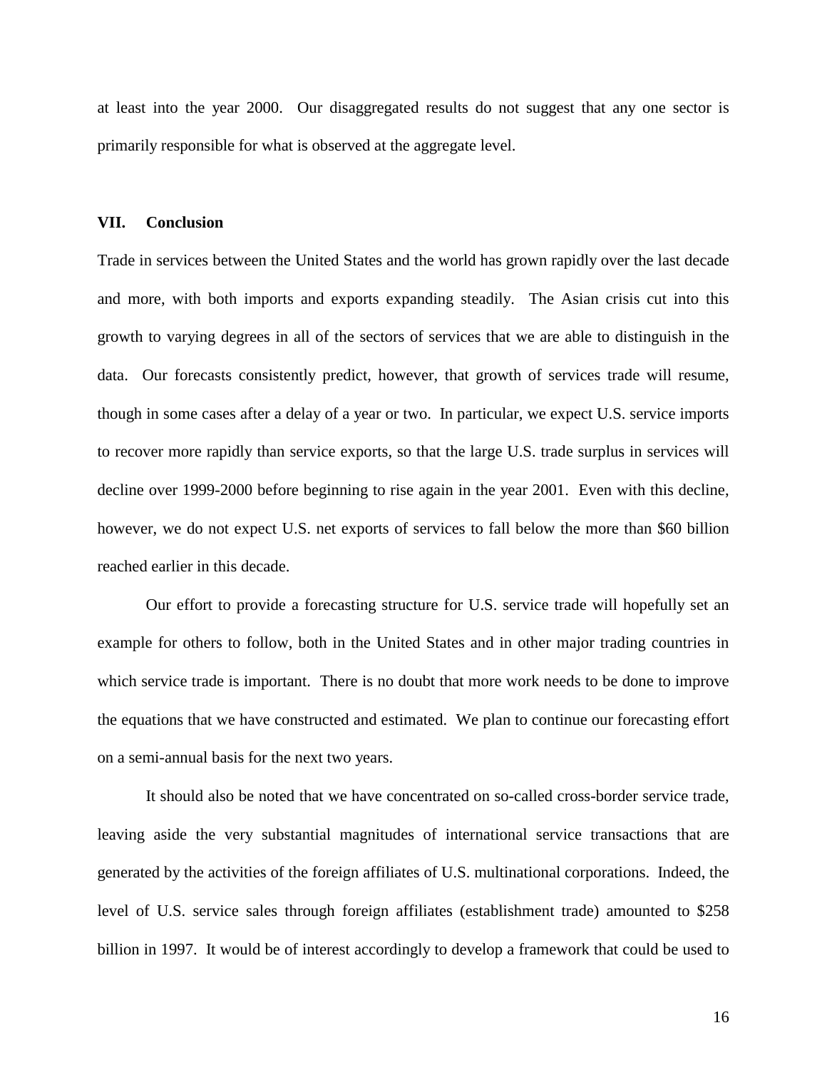at least into the year 2000. Our disaggregated results do not suggest that any one sector is primarily responsible for what is observed at the aggregate level.

## VII. Conclusion

Trade in services between the United States and the world has grown rapidly over the last decade and more, with both imports and exports expanding steadily. The Asian crisis cut into this growth to varying degrees in all of the sectors of services that we are able to distinguish in the data. Our forecasts consistently predict, however, that growth of services trade will resume, though in some cases after a delay of a year or two. In particular, we expect U.S. service imports to recover more rapidly than service exports, so that the large U.S. trade surplus in services will decline over 1999-2000 before beginning to rise again in the year 2001. Even with this decline, however, we do not expect U.S. net exports of services to fall below the more than $60 billion reached earlier in this decade.

Our effort to provide a forecasting structure for U.S. service trade will hopefully set an example for others to follow, both in the United States and in other major trading countries in which service trade is important. There is no doubt that more work needs to be done to improve the equations that we have constructed and estimated. We plan to continue our forecasting effort on a semi-annual basis for the next two years.

It should also be noted that we have concentrated on so-called cross-border service trade, leaving aside the very substantial magnitudes of international service transactions that are generated by the activities of the foreign affiliates of U.S. multinational corporations. Indeed, the level of U.S. service sales through foreign affiliates (establishment trade) amounted to $258 billion in 1997. It would be of interest accordingly to develop a framework that could be used to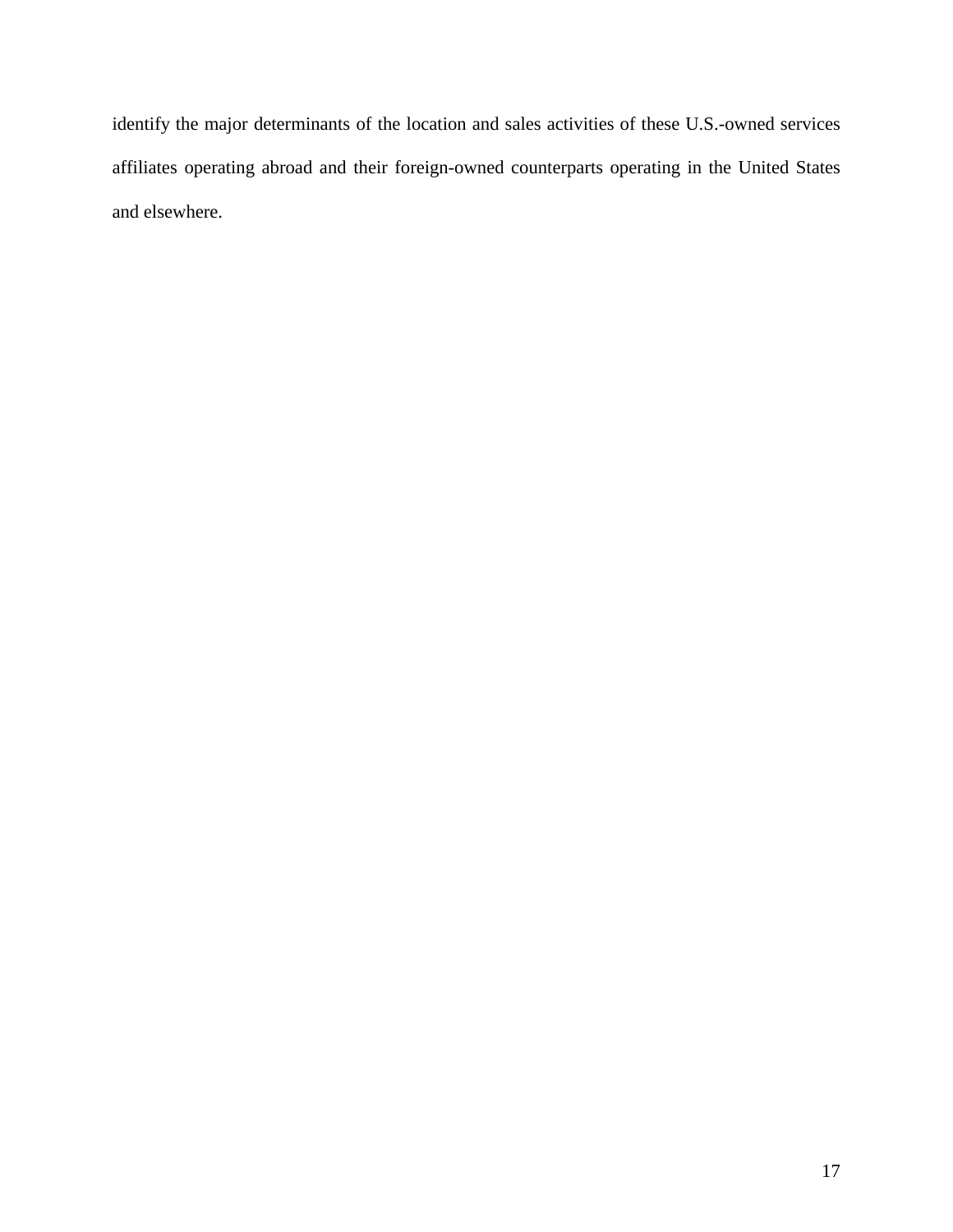identify the major determinants of the location and sales activities of these U.S.-owned services affiliates operating abroad and their foreign-owned counterparts operating in the United States and elsewhere.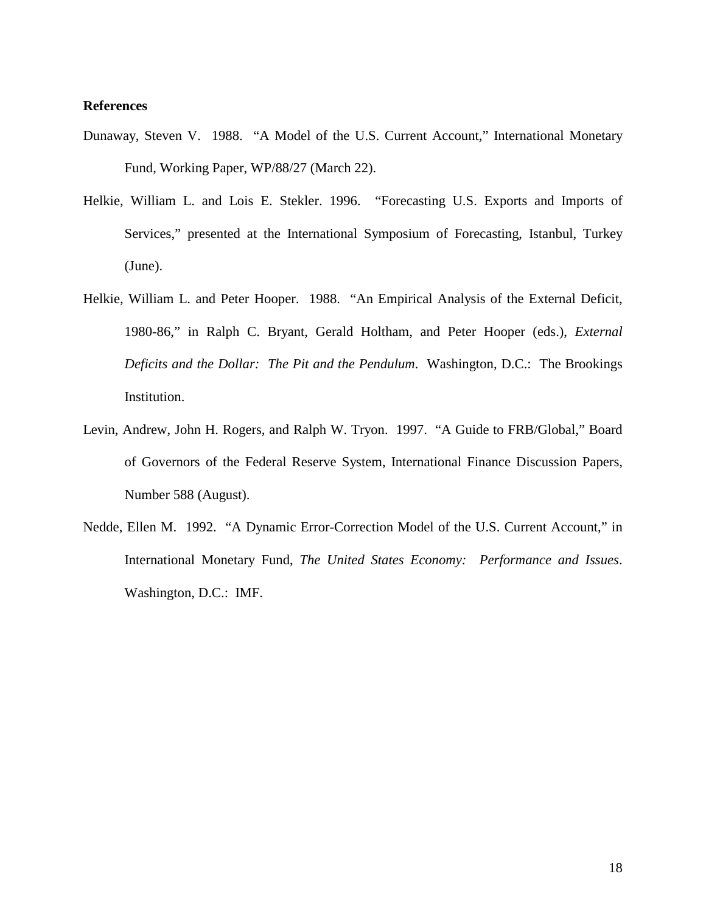**References**

Dunaway, Steven V. 1988. "A Model of the U.S. Current Account," International Monetary Fund, Working Paper, WP/88/27 (March 22).

Helkie, William L. and Lois E. Stekler. 1996. "Forecasting U.S. Exports and Imports of Services," presented at the International Symposium of Forecasting, Istanbul, Turkey (June).

Helkie, William L. and Peter Hooper. 1988. "An Empirical Analysis of the External Deficit, 1980-86," in Ralph C. Bryant, Gerald Holtham, and Peter Hooper (eds.), *External Deficits and the Dollar: The Pit and the Pendulum*. Washington, D.C.: The Brookings Institution.

Levin, Andrew, John H. Rogers, and Ralph W. Tryon. 1997. "A Guide to FRB/Global," Board of Governors of the Federal Reserve System, International Finance Discussion Papers, Number 588 (August).

Nedde, Ellen M. 1992. "A Dynamic Error-Correction Model of the U.S. Current Account," in International Monetary Fund, *The United States Economy: Performance and Issues*. Washington, D.C.: IMF.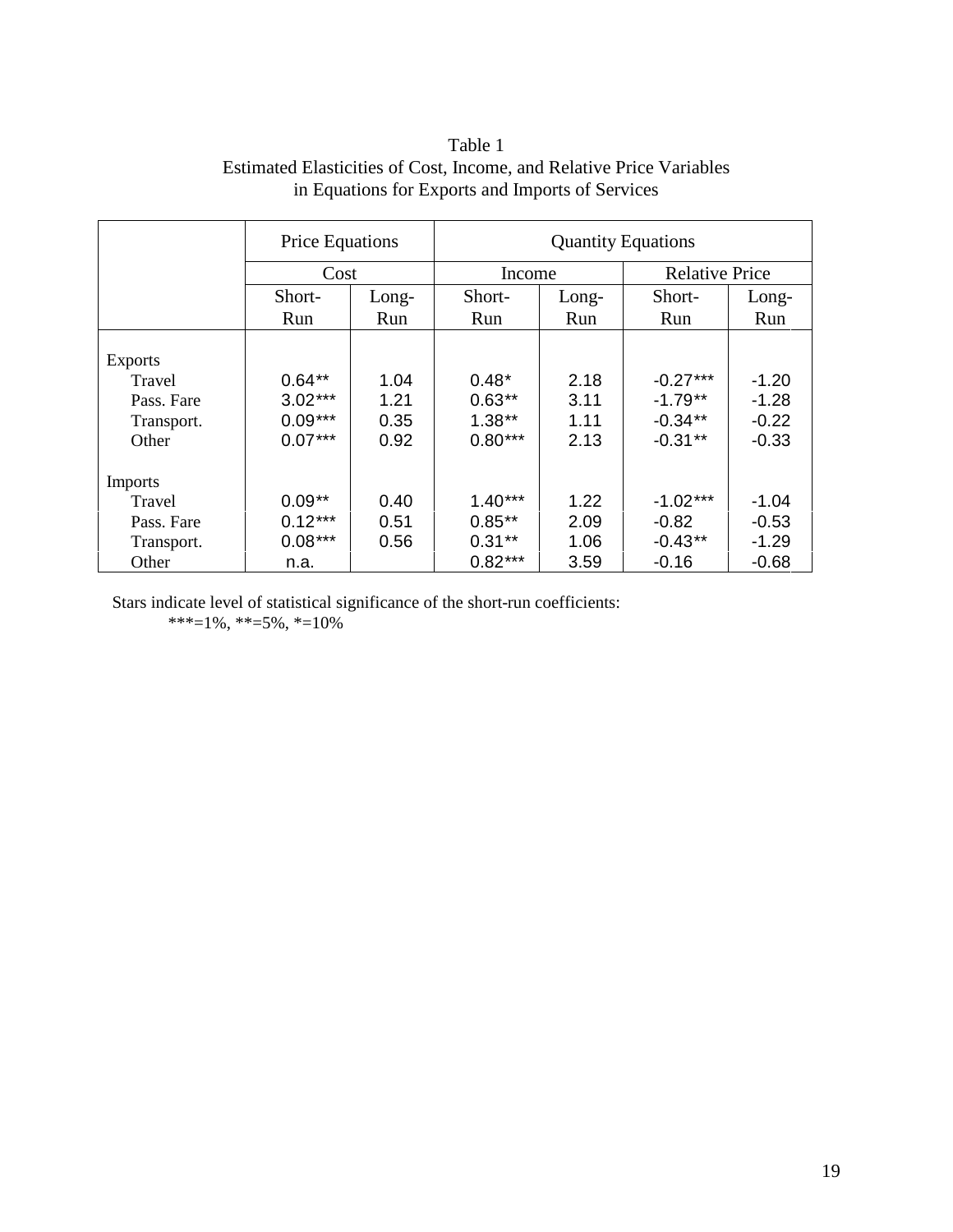Table 1
Estimated Elasticities of Cost, Income, and Relative Price Variables
in Equations for Exports and Imports of Services

| | Price Equations | | Quantity Equations | | | |
|---|---|---|---|---|---|---|
| | Cost | | Income | | Relative Price | |
| | Short-Run | Long-Run | Short-Run | Long-Run | Short-Run | Long-Run |
| Exports | | | | | | |
| Travel | 0.64** | 1.04 | 0.48* | 2.18 | -0.27*** | -1.20 |
| Pass. Fare | 3.02*** | 1.21 | 0.63** | 3.11 | -1.79** | -1.28 |
| Transport. | 0.09*** | 0.35 | 1.38** | 1.11 | -0.34** | -0.22 |
| Other | 0.07*** | 0.92 | 0.80*** | 2.13 | -0.31** | -0.33 |
| Imports | | | | | | |
| Travel | 0.09** | 0.40 | 1.40*** | 1.22 | -1.02*** | -1.04 |
| Pass. Fare | 0.12*** | 0.51 | 0.85** | 2.09 | -0.82 | -0.53 |
| Transport. | 0.08*** | 0.56 | 0.31** | 1.06 | -0.43** | -1.29 |
| Other | n.a. | | 0.82*** | 3.59 | -0.16 | -0.68 |

Stars indicate level of statistical significance of the short-run coefficients:
***=1%, **=5%, *=10%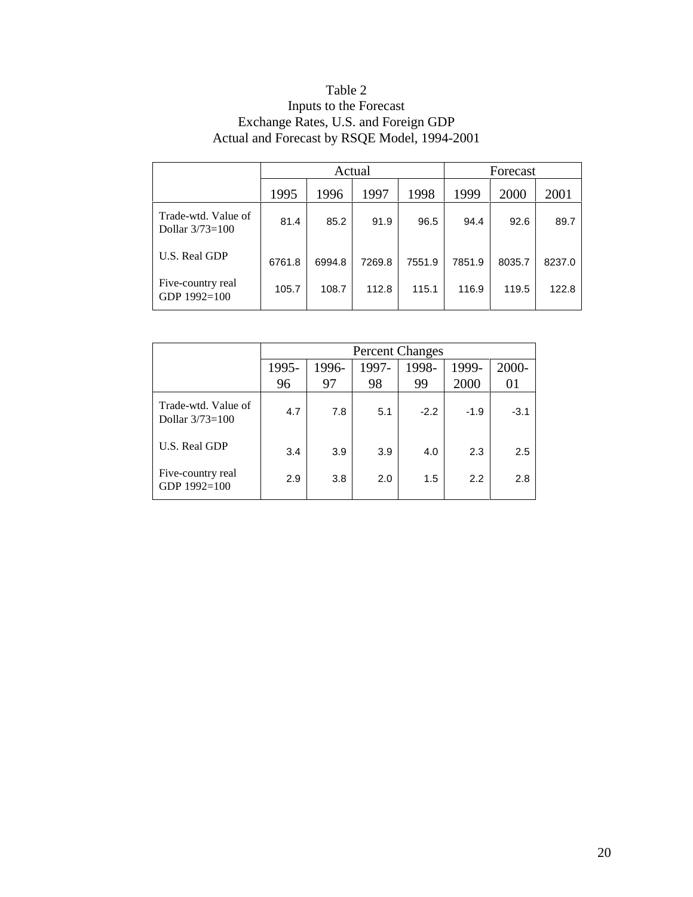Table 2
Inputs to the Forecast
Exchange Rates, U.S. and Foreign GDP
Actual and Forecast by RSQE Model, 1994-2001

| | Actual | | | | Forecast | | |
|---|---|---|---|---|---|---|---|
| | 1995 | 1996 | 1997 | 1998 | 1999 | 2000 | 2001 |
| Trade-wtd. Value of Dollar 3/73=100 | 81.4 | 85.2 | 91.9 | 96.5 | 94.4 | 92.6 | 89.7 |
| U.S. Real GDP | 6761.8 | 6994.8 | 7269.8 | 7551.9 | 7851.9 | 8035.7 | 8237.0 |
| Five-country real GDP 1992=100 | 105.7 | 108.7 | 112.8 | 115.1 | 116.9 | 119.5 | 122.8 |

| | Percent Changes | | | | | |
|---|---|---|---|---|---|---|
| | 1995-96 | 1996-97 | 1997-98 | 1998-99 | 1999-2000 | 2000-01 |
| Trade-wtd. Value of Dollar 3/73=100 | 4.7 | 7.8 | 5.1 | -2.2 | -1.9 | -3.1 |
| U.S. Real GDP | 3.4 | 3.9 | 3.9 | 4.0 | 2.3 | 2.5 |
| Five-country real GDP 1992=100 | 2.9 | 3.8 | 2.0 | 1.5 | 2.2 | 2.8 |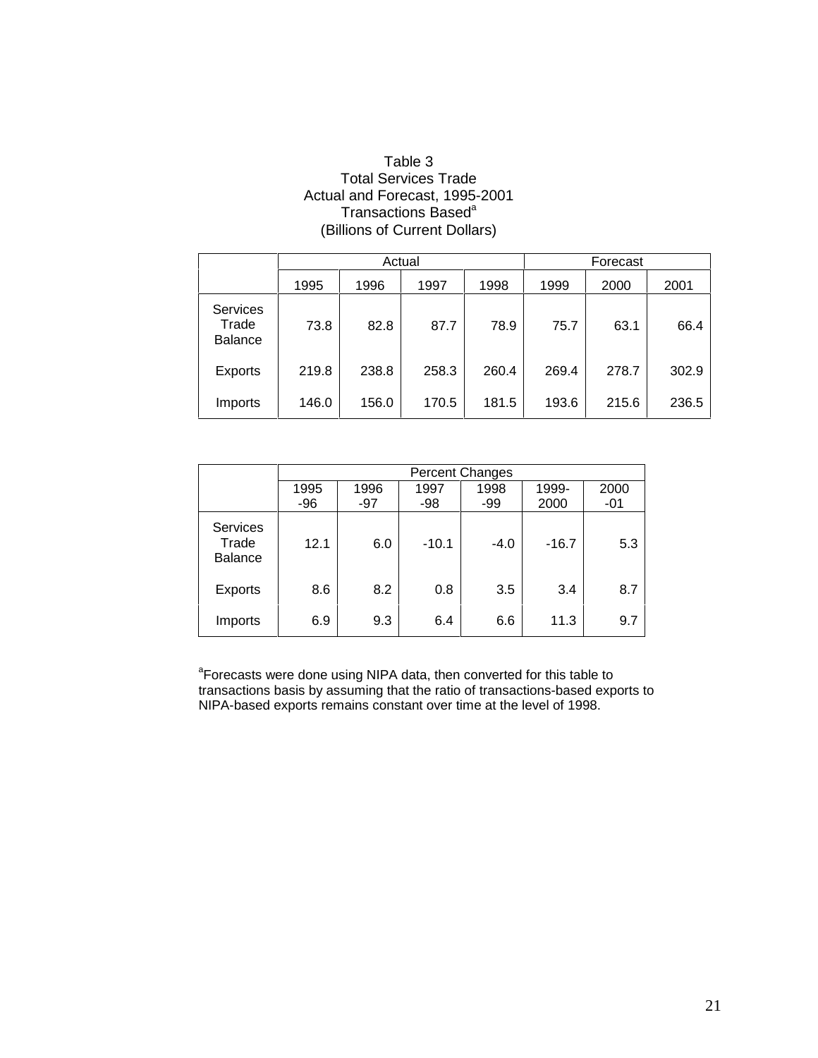Table 3
Total Services Trade
Actual and Forecast, 1995-2001
Transactions Based[a]
(Billions of Current Dollars)

| | Actual | | | | Forecast | | |
|---|---|---|---|---|---|---|---|
| | 1995 | 1996 | 1997 | 1998 | 1999 | 2000 | 2001 |
| Services Trade Balance | 73.8 | 82.8 | 87.7 | 78.9 | 75.7 | 63.1 | 66.4 |
| Exports | 219.8 | 238.8 | 258.3 | 260.4 | 269.4 | 278.7 | 302.9 |
| Imports | 146.0 | 156.0 | 170.5 | 181.5 | 193.6 | 215.6 | 236.5 |

| | Percent Changes | | | | | |
|---|---|---|---|---|---|---|
| | 1995-96 | 1996-97 | 1997-98 | 1998-99 | 1999-2000 | 2000-01 |
| Services Trade Balance | 12.1 | 6.0 | -10.1 | -4.0 | -16.7 | 5.3 |
| Exports | 8.6 | 8.2 | 0.8 | 3.5 | 3.4 | 8.7 |
| Imports | 6.9 | 9.3 | 6.4 | 6.6 | 11.3 | 9.7 |

[a]Forecasts were done using NIPA data, then converted for this table to transactions basis by assuming that the ratio of transactions-based exports to NIPA-based exports remains constant over time at the level of 1998.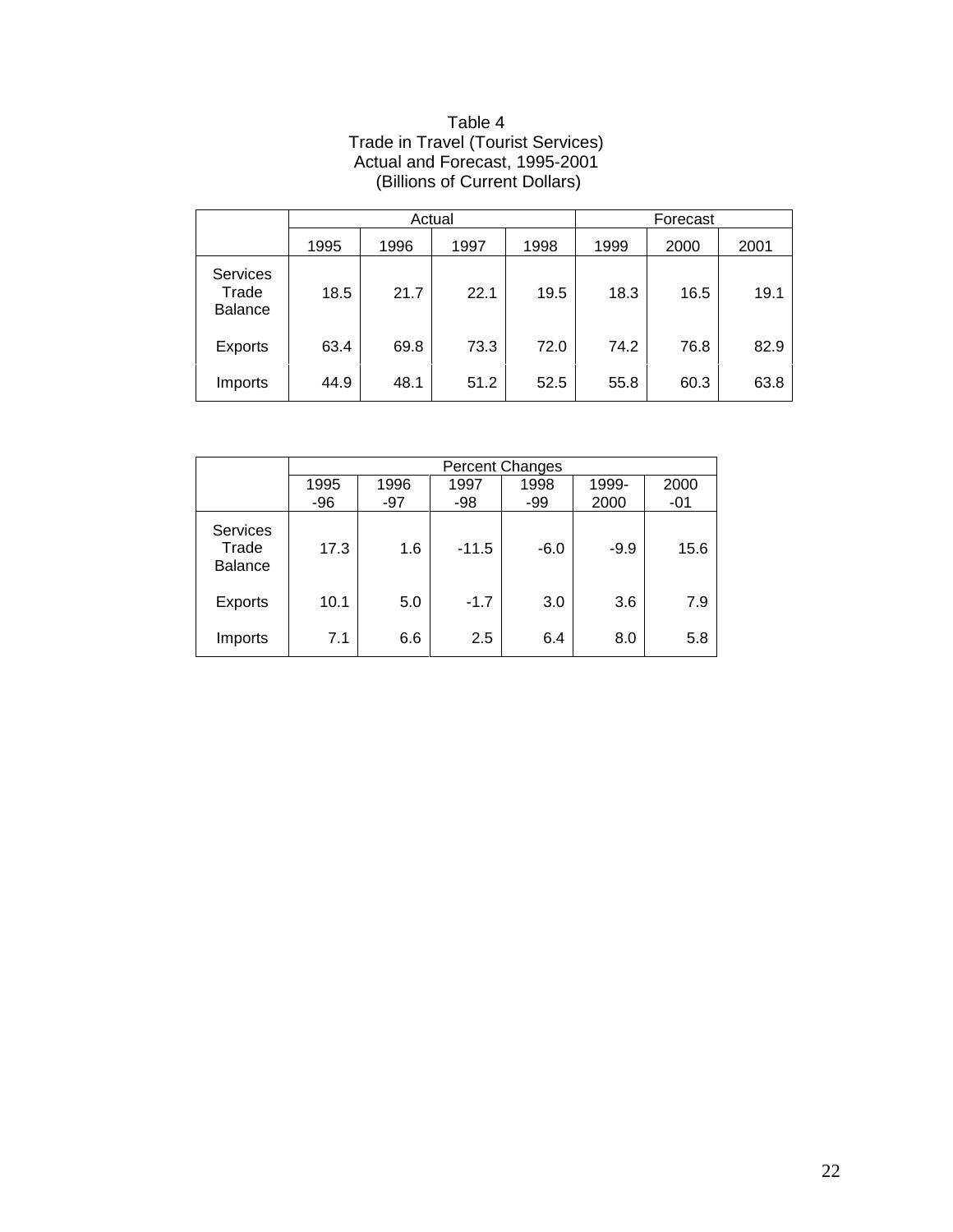Table 4
Trade in Travel (Tourist Services)
Actual and Forecast, 1995-2001
(Billions of Current Dollars)

| | Actual | | | | Forecast | | |
|---|---|---|---|---|---|---|---|
| | 1995 | 1996 | 1997 | 1998 | 1999 | 2000 | 2001 |
| Services Trade Balance | 18.5 | 21.7 | 22.1 | 19.5 | 18.3 | 16.5 | 19.1 |
| Exports | 63.4 | 69.8 | 73.3 | 72.0 | 74.2 | 76.8 | 82.9 |
| Imports | 44.9 | 48.1 | 51.2 | 52.5 | 55.8 | 60.3 | 63.8 |

| | Percent Changes | | | | | |
|---|---|---|---|---|---|---|
| | 1995 -96 | 1996 -97 | 1997 -98 | 1998 -99 | 1999-2000 | 2000 -01 |
| Services Trade Balance | 17.3 | 1.6 | -11.5 | -6.0 | -9.9 | 15.6 |
| Exports | 10.1 | 5.0 | -1.7 | 3.0 | 3.6 | 7.9 |
| Imports | 7.1 | 6.6 | 2.5 | 6.4 | 8.0 | 5.8 |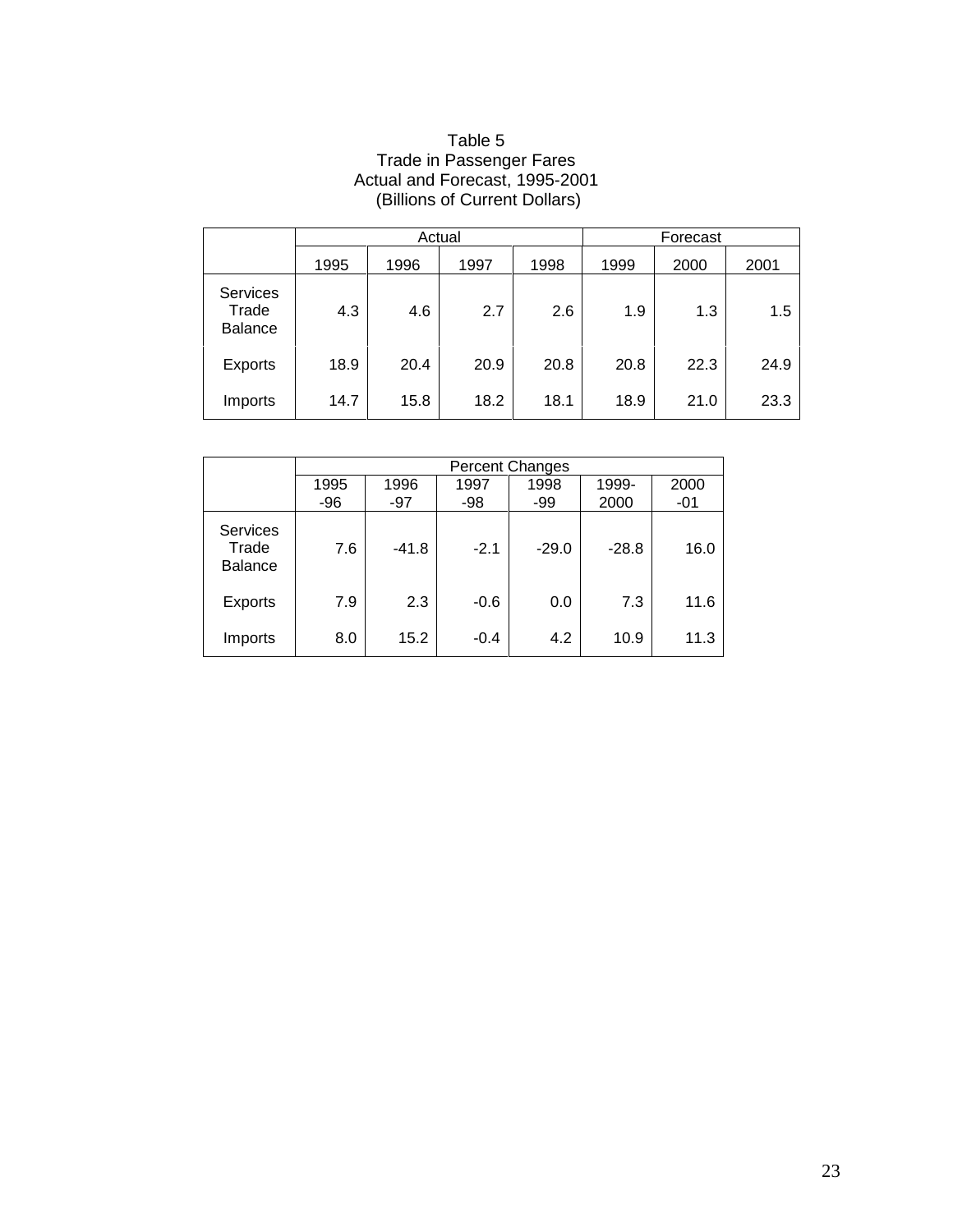Table 5
Trade in Passenger Fares
Actual and Forecast, 1995-2001
(Billions of Current Dollars)

| | Actual | | | | Forecast | | |
|---|---|---|---|---|---|---|---|
| | 1995 | 1996 | 1997 | 1998 | 1999 | 2000 | 2001 |
| Services Trade Balance | 4.3 | 4.6 | 2.7 | 2.6 | 1.9 | 1.3 | 1.5 |
| Exports | 18.9 | 20.4 | 20.9 | 20.8 | 20.8 | 22.3 | 24.9 |
| Imports | 14.7 | 15.8 | 18.2 | 18.1 | 18.9 | 21.0 | 23.3 |

| | Percent Changes | | | | | |
|---|---|---|---|---|---|---|
| | 1995 -96 | 1996 -97 | 1997 -98 | 1998 -99 | 1999-2000 | 2000 -01 |
| Services Trade Balance | 7.6 | -41.8 | -2.1 | -29.0 | -28.8 | 16.0 |
| Exports | 7.9 | 2.3 | -0.6 | 0.0 | 7.3 | 11.6 |
| Imports | 8.0 | 15.2 | -0.4 | 4.2 | 10.9 | 11.3 |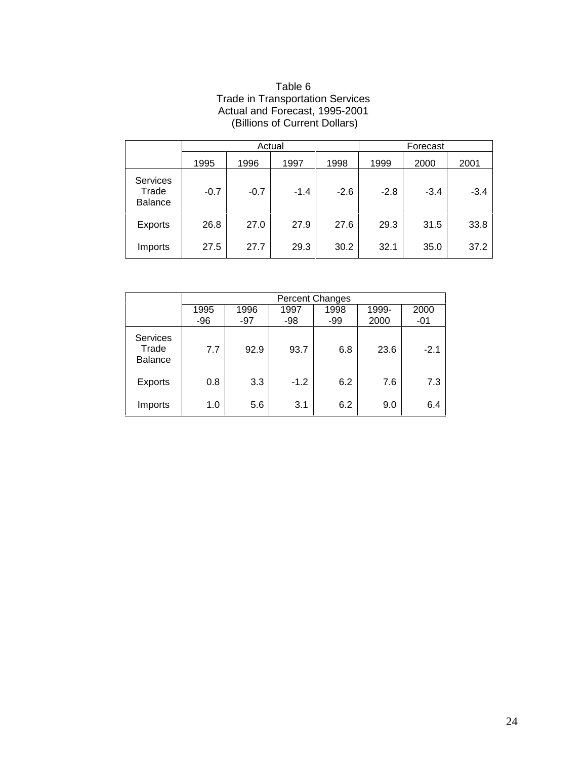Table 6
Trade in Transportation Services
Actual and Forecast, 1995-2001
(Billions of Current Dollars)

| | Actual | | | | Forecast | | |
|---|---|---|---|---|---|---|---|
| | 1995 | 1996 | 1997 | 1998 | 1999 | 2000 | 2001 |
| Services Trade Balance | -0.7 | -0.7 | -1.4 | -2.6 | -2.8 | -3.4 | -3.4 |
| Exports | 26.8 | 27.0 | 27.9 | 27.6 | 29.3 | 31.5 | 33.8 |
| Imports | 27.5 | 27.7 | 29.3 | 30.2 | 32.1 | 35.0 | 37.2 |

| | Percent Changes | | | | | |
|---|---|---|---|---|---|---|
| | 1995-96 | 1996-97 | 1997-98 | 1998-99 | 1999-2000 | 2000-01 |
| Services Trade Balance | 7.7 | 92.9 | 93.7 | 6.8 | 23.6 | -2.1 |
| Exports | 0.8 | 3.3 | -1.2 | 6.2 | 7.6 | 7.3 |
| Imports | 1.0 | 5.6 | 3.1 | 6.2 | 9.0 | 6.4 |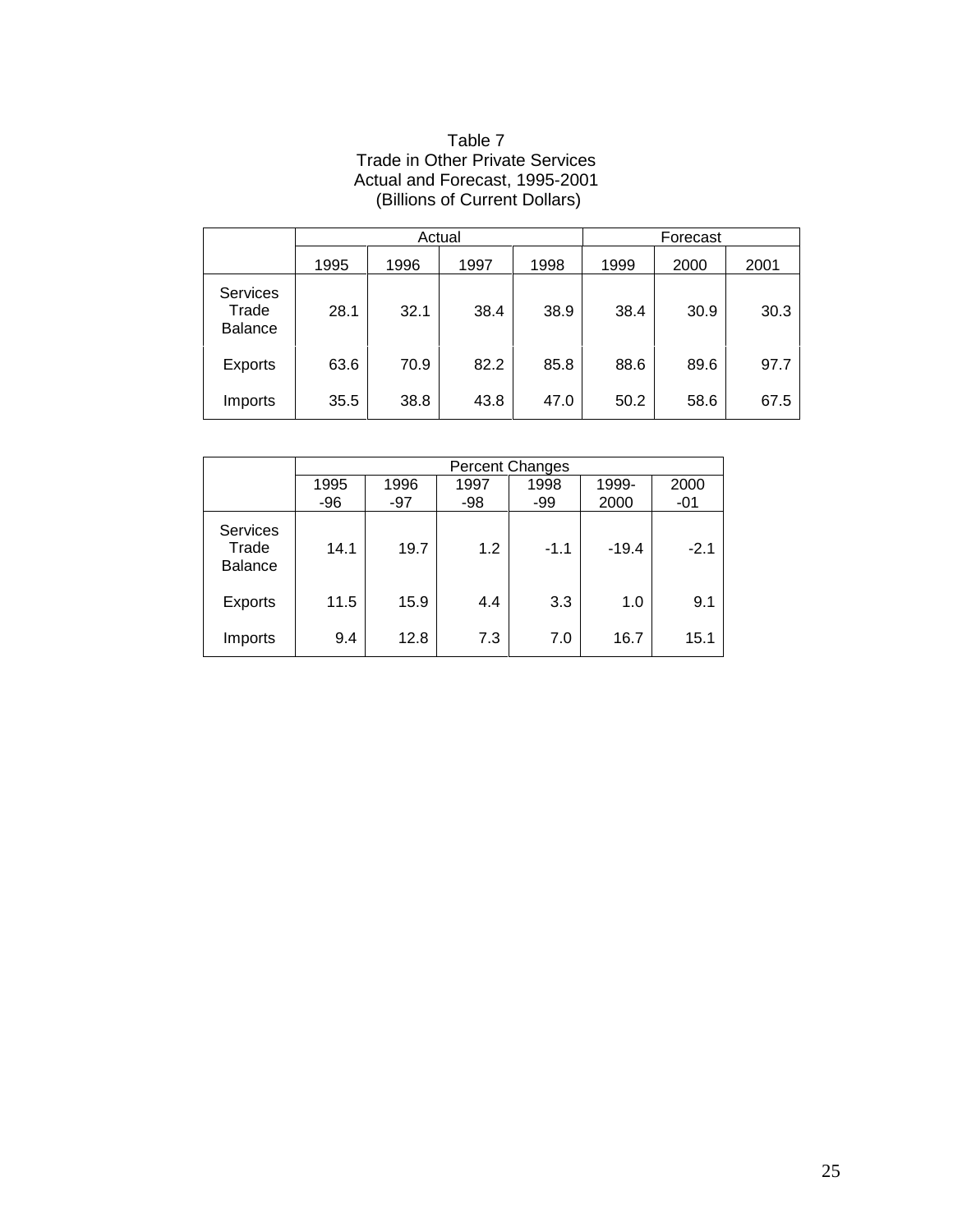Table 7
Trade in Other Private Services
Actual and Forecast, 1995-2001
(Billions of Current Dollars)

| | Actual | | | | Forecast | | |
|---|---|---|---|---|---|---|---|
| | 1995 | 1996 | 1997 | 1998 | 1999 | 2000 | 2001 |
| Services Trade Balance | 28.1 | 32.1 | 38.4 | 38.9 | 38.4 | 30.9 | 30.3 |
| Exports | 63.6 | 70.9 | 82.2 | 85.8 | 88.6 | 89.6 | 97.7 |
| Imports | 35.5 | 38.8 | 43.8 | 47.0 | 50.2 | 58.6 | 67.5 |

| | Percent Changes | | | | | |
|---|---|---|---|---|---|---|
| | 1995 -96 | 1996 -97 | 1997 -98 | 1998 -99 | 1999-2000 | 2000 -01 |
| Services Trade Balance | 14.1 | 19.7 | 1.2 | -1.1 | -19.4 | -2.1 |
| Exports | 11.5 | 15.9 | 4.4 | 3.3 | 1.0 | 9.1 |
| Imports | 9.4 | 12.8 | 7.3 | 7.0 | 16.7 | 15.1 |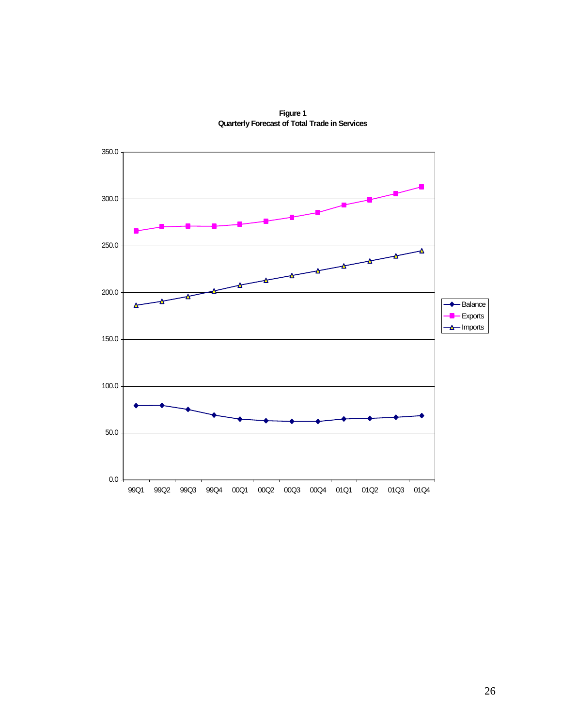**Figure 1**
**Quarterly Forecast of Total Trade in Services**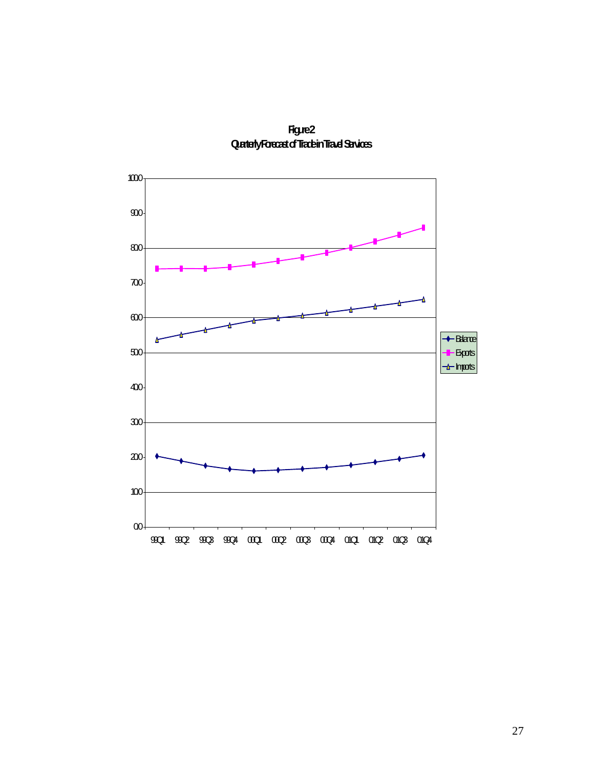**Figure 2**
**Quarterly Forecast of Trade in Travel Services**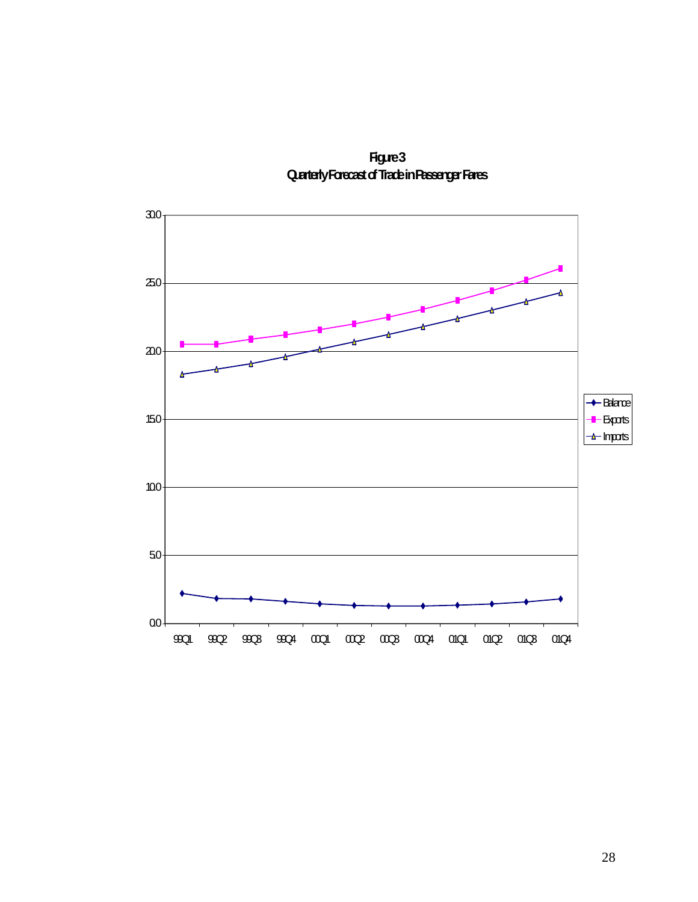**Figure 3**
**Quarterly Forecast of Trade in Passenger Fares**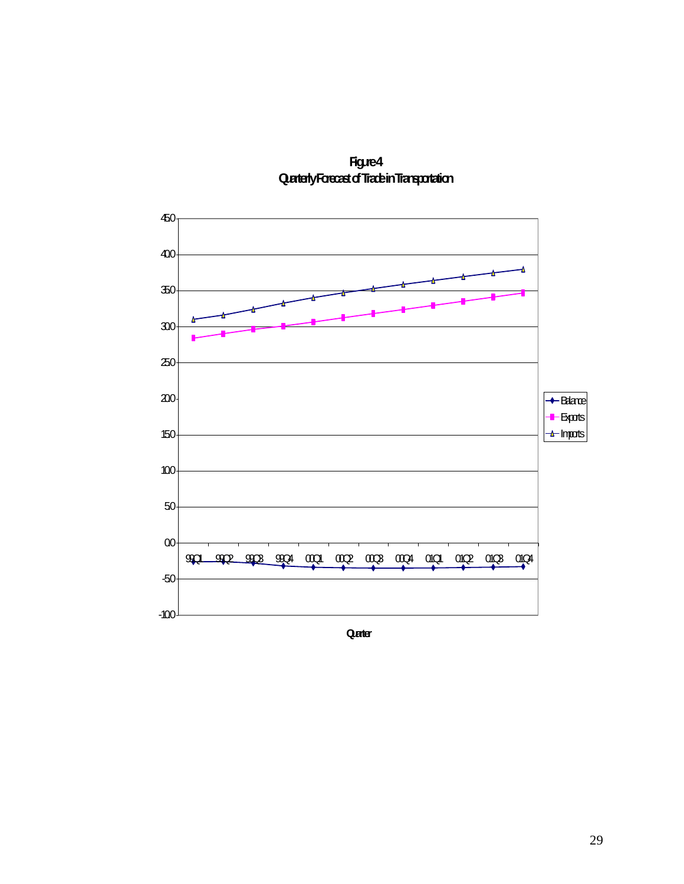**Figure 4**
**Quarterly Forecast of Trade in Transportation**

| Quarter | 99Q1 | 99Q2 | 99Q3 | 99Q4 | 00Q1 | 00Q2 | 00Q3 | 00Q4 | 01Q1 | 01Q2 | 01Q3 | 01Q4 |
|---|---|---|---|---|---|---|---|---|---|---|---|---|

Legend: Balance, Exports, Imports

Y-axis: -100.0 to 450.0

X-axis: Quarter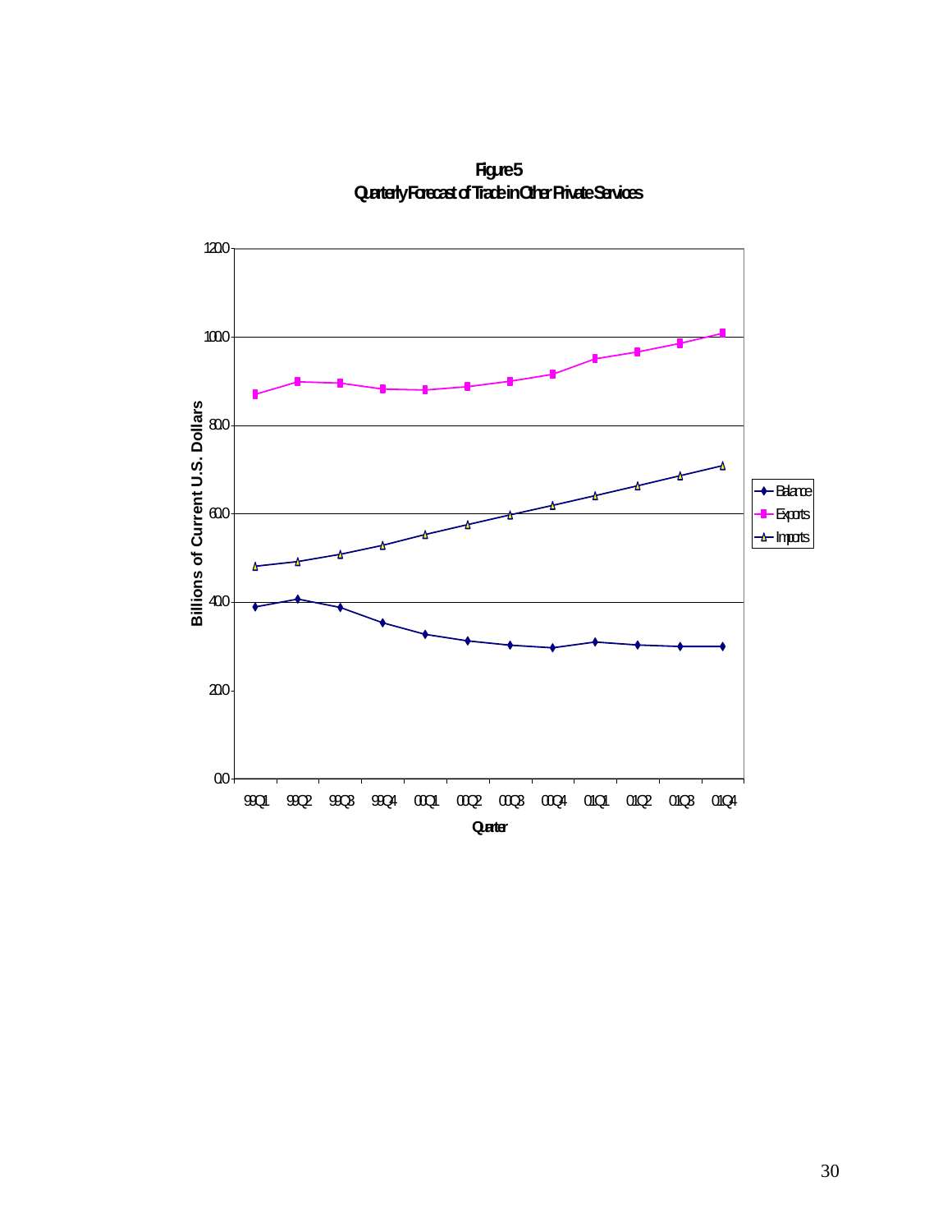**Figure 5**
**Quarterly Forecast of Trade in Other Private Services**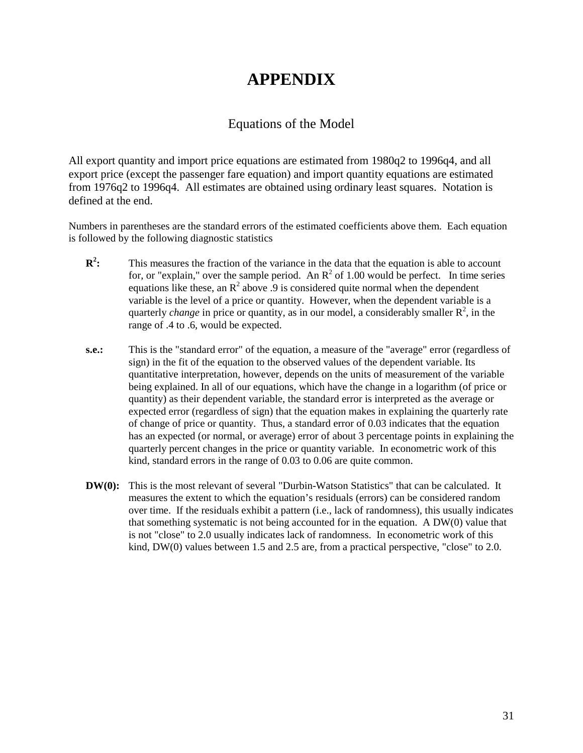# APPENDIX

## Equations of the Model

All export quantity and import price equations are estimated from 1980q2 to 1996q4, and all export price (except the passenger fare equation) and import quantity equations are estimated from 1976q2 to 1996q4. All estimates are obtained using ordinary least squares. Notation is defined at the end.

Numbers in parentheses are the standard errors of the estimated coefficients above them. Each equation is followed by the following diagnostic statistics

- **$R^2$:** This measures the fraction of the variance in the data that the equation is able to account for, or "explain," over the sample period. An $R^2$ of 1.00 would be perfect. In time series equations like these, an $R^2$ above .9 is considered quite normal when the dependent variable is the level of a price or quantity. However, when the dependent variable is a quarterly *change* in price or quantity, as in our model, a considerably smaller $R^2$, in the range of .4 to .6, would be expected.

- **s.e.:** This is the "standard error" of the equation, a measure of the "average" error (regardless of sign) in the fit of the equation to the observed values of the dependent variable. Its quantitative interpretation, however, depends on the units of measurement of the variable being explained. In all of our equations, which have the change in a logarithm (of price or quantity) as their dependent variable, the standard error is interpreted as the average or expected error (regardless of sign) that the equation makes in explaining the quarterly rate of change of price or quantity. Thus, a standard error of 0.03 indicates that the equation has an expected (or normal, or average) error of about 3 percentage points in explaining the quarterly percent changes in the price or quantity variable. In econometric work of this kind, standard errors in the range of 0.03 to 0.06 are quite common.

- **DW(0):** This is the most relevant of several "Durbin-Watson Statistics" that can be calculated. It measures the extent to which the equation's residuals (errors) can be considered random over time. If the residuals exhibit a pattern (i.e., lack of randomness), this usually indicates that something systematic is not being accounted for in the equation. A DW(0) value that is not "close" to 2.0 usually indicates lack of randomness. In econometric work of this kind, DW(0) values between 1.5 and 2.5 are, from a practical perspective, "close" to 2.0.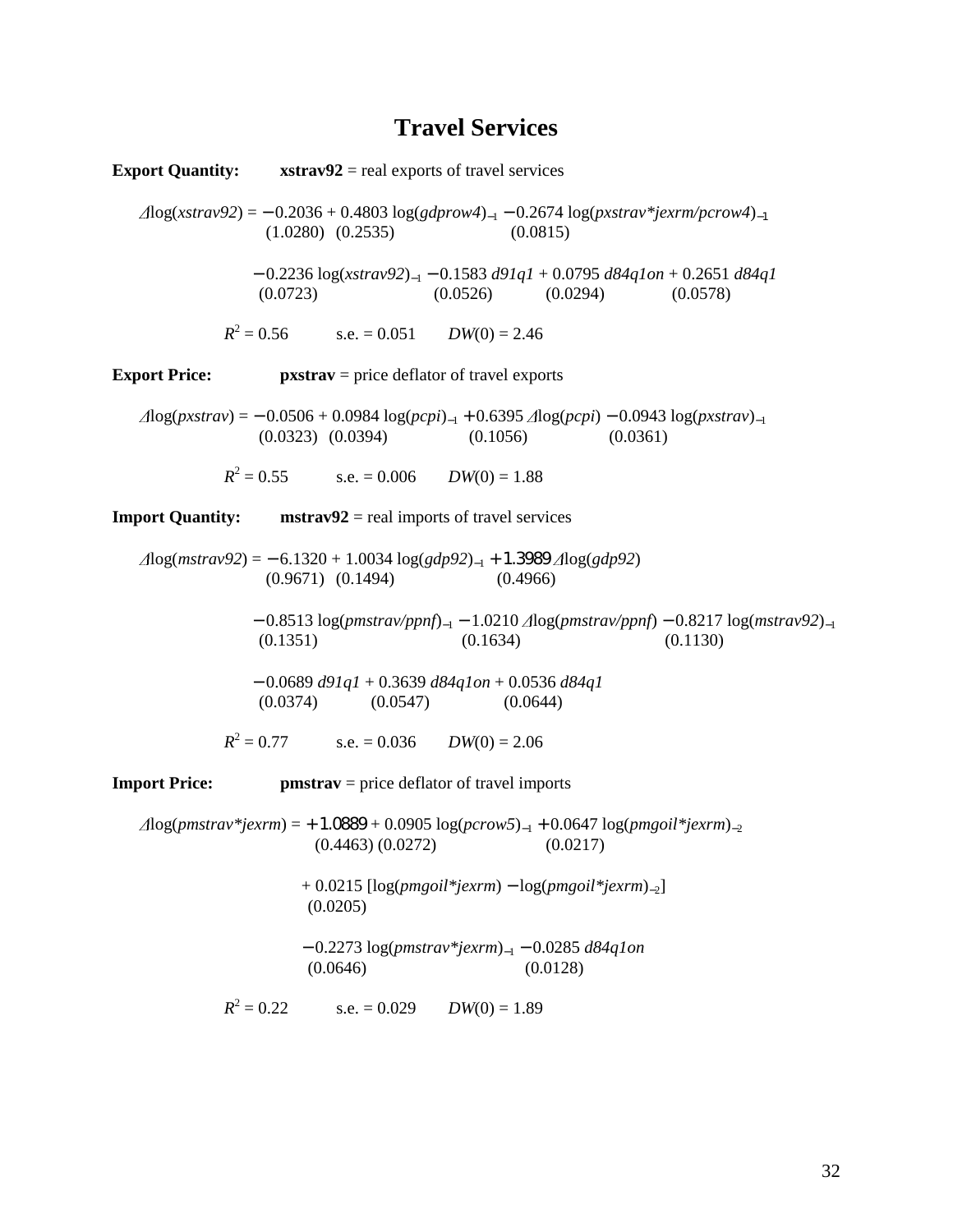# Travel Services

**Export Quantity:** **xstrav92** = real exports of travel services

$$
\Delta \log(xstrav92) = \underset{(1.0280)}{-0.2036} + \underset{(0.2535)}{0.4803} \log(gdprow4)_{-1} - \underset{(0.0815)}{0.2674} \log(pxstrav{*}jexrm/pcrow4)_{-1}
$$

$$
- \underset{(0.0723)}{0.2236} \log(xstrav92)_{-1} - \underset{(0.0526)}{0.1583}\, d91q1 + \underset{(0.0294)}{0.0795}\, d84q1on + \underset{(0.0578)}{0.2651}\, d84q1
$$

$R^2 = 0.56$  s.e. = 0.051  $DW(0) = 2.46$

**Export Price:** **pxstrav** = price deflator of travel exports

$$
\Delta \log(pxstrav) = \underset{(0.0323)}{-0.0506} + \underset{(0.0394)}{0.0984} \log(pcpi)_{-1} + \underset{(0.1056)}{0.6395}\, \Delta \log(pcpi) - \underset{(0.0361)}{0.0943} \log(pxstrav)_{-1}
$$

$R^2 = 0.55$  s.e. = 0.006  $DW(0) = 1.88$

**Import Quantity:** **mstrav92** = real imports of travel services

$$
\Delta \log(mstrav92) = \underset{(0.9671)}{-6.1320} + \underset{(0.1494)}{1.0034} \log(gdp92)_{-1} + \underset{(0.4966)}{1.3989}\, \Delta \log(gdp92)
$$

$$
- \underset{(0.1351)}{0.8513} \log(pmstrav/ppnf)_{-1} - \underset{(0.1634)}{1.0210}\, \Delta \log(pmstrav/ppnf) - \underset{(0.1130)}{0.8217} \log(mstrav92)_{-1}
$$

$$
- \underset{(0.0374)}{0.0689}\, d91q1 + \underset{(0.0547)}{0.3639}\, d84q1on + \underset{(0.0644)}{0.0536}\, d84q1
$$

$R^2 = 0.77$  s.e. = 0.036  $DW(0) = 2.06$

**Import Price:** **pmstrav** = price deflator of travel imports

$$
\Delta \log(pmstrav{*}jexrm) = \underset{(0.4463)}{+1.0889} + \underset{(0.0272)}{0.0905} \log(pcrow5)_{-1} + \underset{(0.0217)}{0.0647} \log(pmgoil{*}jexrm)_{-2}
$$

$$
+ \underset{(0.0205)}{0.0215} [\log(pmgoil{*}jexrm) - \log(pmgoil{*}jexrm)_{-2}]
$$

$$
- \underset{(0.0646)}{0.2273} \log(pmstrav{*}jexrm)_{-1} - \underset{(0.0128)}{0.0285}\, d84q1on
$$

$R^2 = 0.22$  s.e. = 0.029  $DW(0) = 1.89$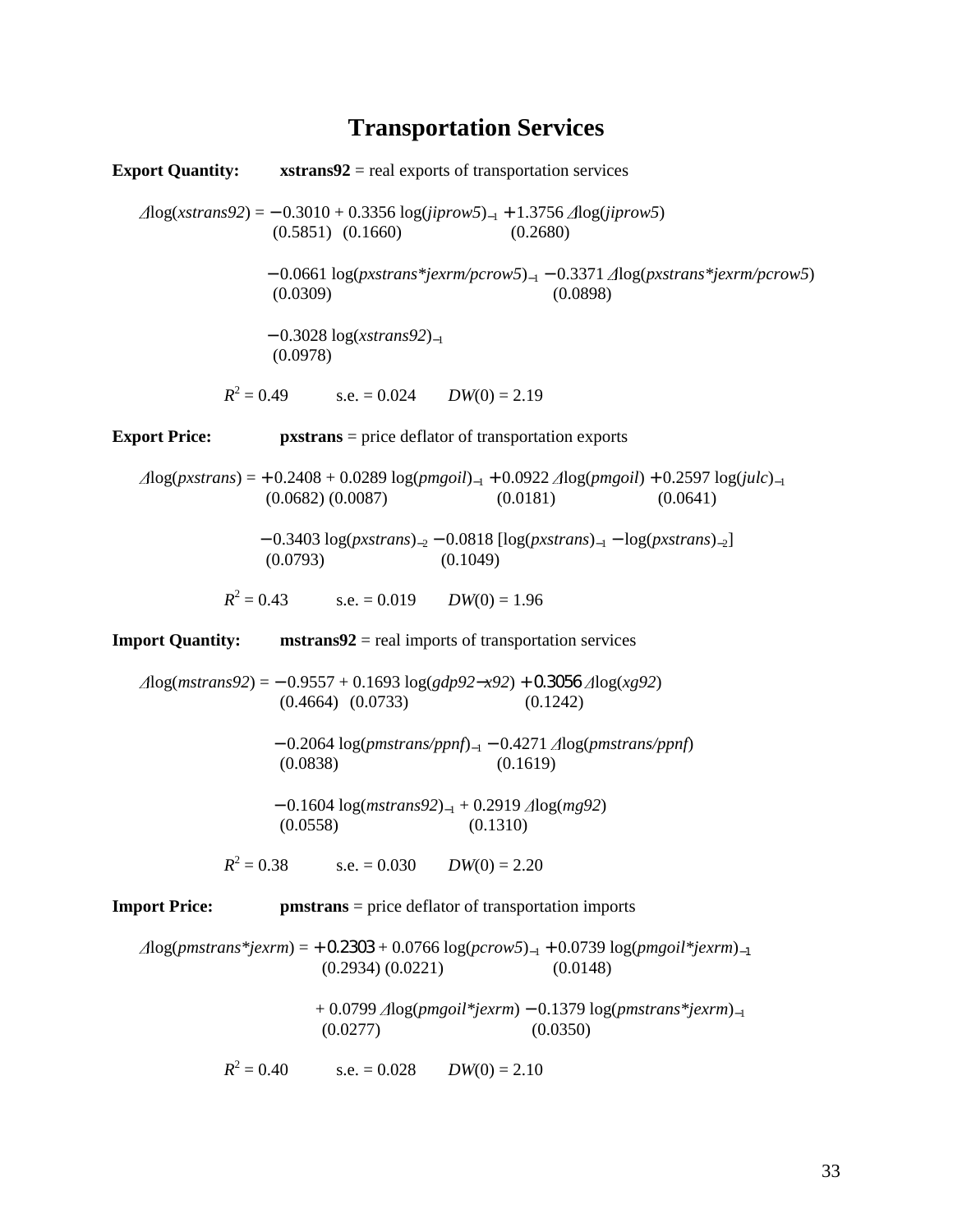# Transportation Services

**Export Quantity:** **xstrans92** = real exports of transportation services

$$\Delta\log(xstrans92) = \underset{(0.5851)}{-0.3010} + \underset{(0.1660)}{0.3356}\log(jiprow5)_{-1} + \underset{(0.2680)}{1.3756}\,\Delta\log(jiprow5)$$

$$-\underset{(0.0309)}{0.0661}\log(pxstrans{*}jexrm/pcrow5)_{-1} - \underset{(0.0898)}{0.3371}\,\Delta\log(pxstrans{*}jexrm/pcrow5)$$

$$-\underset{(0.0978)}{0.3028}\log(xstrans92)_{-1}$$

$R^2 = 0.49$ s.e. = 0.024 $DW(0) = 2.19$

**Export Price:** **pxstrans** = price deflator of transportation exports

$$\Delta\log(pxstrans) = +\underset{(0.0682)}{0.2408} + \underset{(0.0087)}{0.0289}\log(pmgoil)_{-1} + \underset{(0.0181)}{0.0922}\,\Delta\log(pmgoil) + \underset{(0.0641)}{0.2597}\log(julc)_{-1}$$

$$-\underset{(0.0793)}{0.3403}\log(pxstrans)_{-2} - \underset{(0.1049)}{0.0818}\,[\log(pxstrans)_{-1} - \log(pxstrans)_{-2}]$$

$R^2 = 0.43$ s.e. = 0.019 $DW(0) = 1.96$

**Import Quantity:** **mstrans92** = real imports of transportation services

$$\Delta\log(mstrans92) = -\underset{(0.4664)}{0.9557} + \underset{(0.0733)}{0.1693}\log(gdp92-x92) + \underset{(0.1242)}{0.3056}\,\Delta\log(xg92)$$

$$-\underset{(0.0838)}{0.2064}\log(pmstrans/ppnf)_{-1} - \underset{(0.1619)}{0.4271}\,\Delta\log(pmstrans/ppnf)$$

$$-\underset{(0.0558)}{0.1604}\log(mstrans92)_{-1} + \underset{(0.1310)}{0.2919}\,\Delta\log(mg92)$$

$R^2 = 0.38$ s.e. = 0.030 $DW(0) = 2.20$

**Import Price:** **pmstrans** = price deflator of transportation imports

$$\Delta\log(pmstrans{*}jexrm) = +\underset{(0.2934)}{0.2303} + \underset{(0.0221)}{0.0766}\log(pcrow5)_{-1} + \underset{(0.0148)}{0.0739}\log(pmgoil{*}jexrm)_{-1}$$

$$+\underset{(0.0277)}{0.0799}\,\Delta\log(pmgoil{*}jexrm) - \underset{(0.0350)}{0.1379}\log(pmstrans{*}jexrm)_{-1}$$

$R^2 = 0.40$ s.e. = 0.028 $DW(0) = 2.10$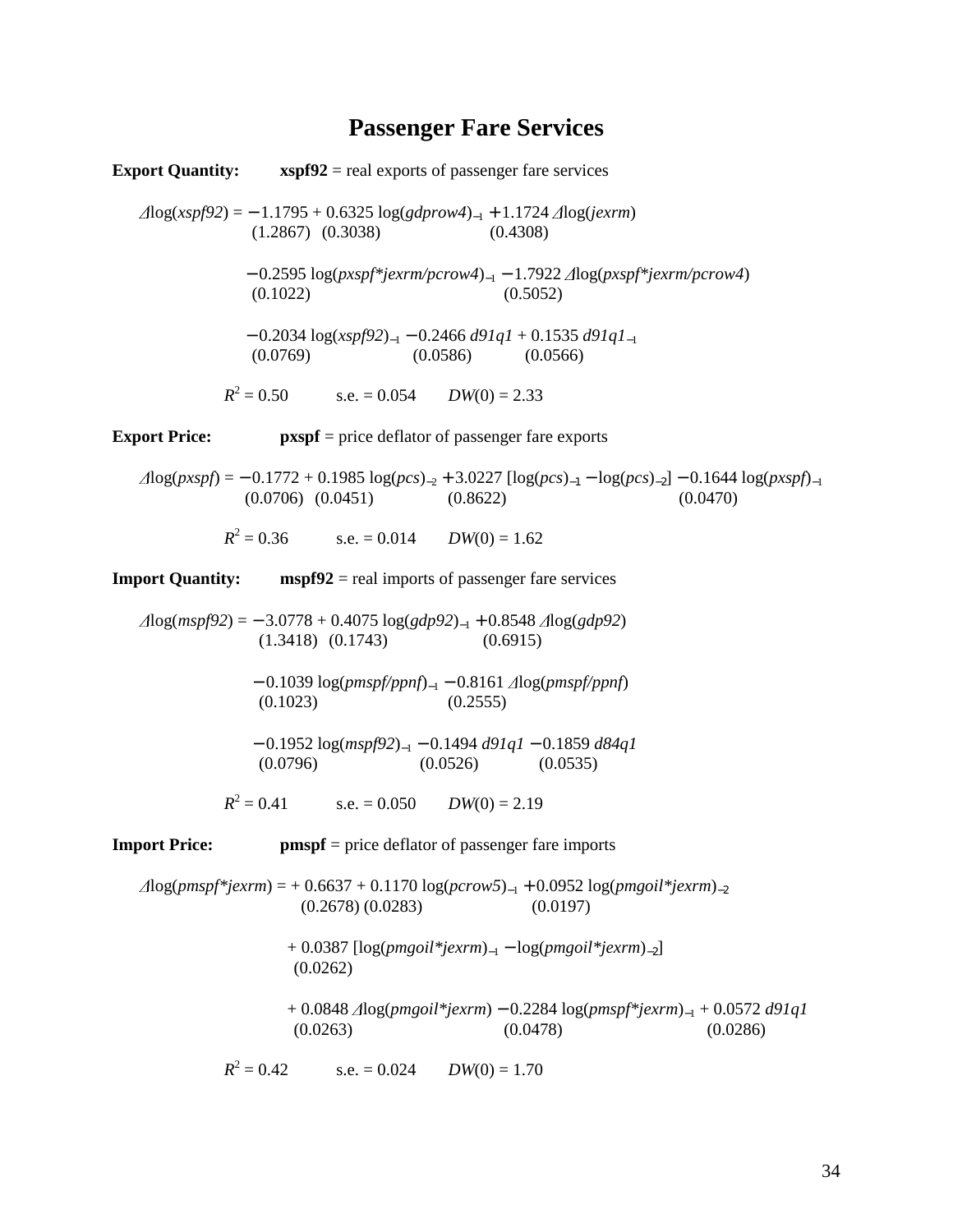# Passenger Fare Services

**Export Quantity:** **xspf92** = real exports of passenger fare services

$$
\begin{aligned}
\Delta\log(xspf92) = & -\underset{(1.2867)}{1.1795} + \underset{(0.3038)}{0.6325}\log(gdprow4)_{-1} + \underset{(0.4308)}{1.1724}\,\Delta\log(jexrm) \\
& -\underset{(0.1022)}{0.2595}\log(pxspf{*}jexrm/pcrow4)_{-1} - \underset{(0.5052)}{1.7922}\,\Delta\log(pxspf{*}jexrm/pcrow4) \\
& -\underset{(0.0769)}{0.2034}\log(xspf92)_{-1} - \underset{(0.0586)}{0.2466}\,d91q1 + \underset{(0.0566)}{0.1535}\,d91q1_{-1}
\end{aligned}
$$

$R^2 = 0.50$  s.e. = 0.054  $DW(0) = 2.33$

**Export Price:** **pxspf** = price deflator of passenger fare exports

$$
\Delta\log(pxspf) = -\underset{(0.0706)}{0.1772} + \underset{(0.0451)}{0.1985}\log(pcs)_{-2} + \underset{(0.8622)}{3.0227}\,[\log(pcs)_{-1} - \log(pcs)_{-2}] - \underset{(0.0470)}{0.1644}\log(pxspf)_{-1}
$$

$R^2 = 0.36$  s.e. = 0.014  $DW(0) = 1.62$

**Import Quantity:** **mspf92** = real imports of passenger fare services

$$
\begin{aligned}
\Delta\log(mspf92) = & -\underset{(1.3418)}{3.0778} + \underset{(0.1743)}{0.4075}\log(gdp92)_{-1} + \underset{(0.6915)}{0.8548}\,\Delta\log(gdp92) \\
& -\underset{(0.1023)}{0.1039}\log(pmspf/ppnf)_{-1} - \underset{(0.2555)}{0.8161}\,\Delta\log(pmspf/ppnf) \\
& -\underset{(0.0796)}{0.1952}\log(mspf92)_{-1} - \underset{(0.0526)}{0.1494}\,d91q1 - \underset{(0.0535)}{0.1859}\,d84q1
\end{aligned}
$$

$R^2 = 0.41$  s.e. = 0.050  $DW(0) = 2.19$

**Import Price:** **pmspf** = price deflator of passenger fare imports

$$
\begin{aligned}
\Delta\log(pmspf{*}jexrm) = & +\underset{(0.2678)}{0.6637} + \underset{(0.0283)}{0.1170}\log(pcrow5)_{-1} + \underset{(0.0197)}{0.0952}\log(pmgoil{*}jexrm)_{-2} \\
& + \underset{(0.0262)}{0.0387}\,[\log(pmgoil{*}jexrm)_{-1} - \log(pmgoil{*}jexrm)_{-2}] \\
& + \underset{(0.0263)}{0.0848}\,\Delta\log(pmgoil{*}jexrm) - \underset{(0.0478)}{0.2284}\log(pmspf{*}jexrm)_{-1} + \underset{(0.0286)}{0.0572}\,d91q1
\end{aligned}
$$

$R^2 = 0.42$  s.e. = 0.024  $DW(0) = 1.70$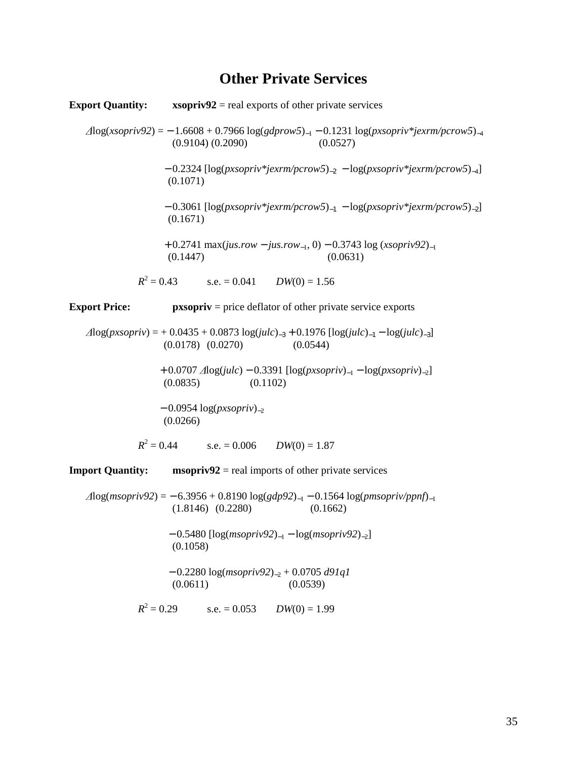# Other Private Services

**Export Quantity:** **xsopriv92** = real exports of other private services

$$\Delta\log(xsopriv92) = -\underset{(0.9104)}{1.6608} + \underset{(0.2090)}{0.7966}\log(gdprow5)_{-1} - \underset{(0.0527)}{0.1231}\log(pxsopriv{*}jexrm/pcrow5)_{-4}$$

$$-\underset{(0.1071)}{0.2324}\left[\log(pxsopriv{*}jexrm/pcrow5)_{-2} - \log(pxsopriv{*}jexrm/pcrow5)_{-4}\right]$$

$$-\underset{(0.1671)}{0.3061}\left[\log(pxsopriv{*}jexrm/pcrow5)_{-1} - \log(pxsopriv{*}jexrm/pcrow5)_{-2}\right]$$

$$+\underset{(0.1447)}{0.2741}\max(jus.row - jus.row_{-1}, 0) - \underset{(0.0631)}{0.3743}\log(xsopriv92)_{-1}$$

$R^2 = 0.43$ &nbsp;&nbsp;&nbsp; s.e. = 0.041 &nbsp;&nbsp;&nbsp; $DW(0) = 1.56$

**Export Price:** **pxsopriv** = price deflator of other private service exports

$$\Delta\log(pxsopriv) = +\underset{(0.0178)}{0.0435} + \underset{(0.0270)}{0.0873}\log(julc)_{-3} + \underset{(0.0544)}{0.1976}\left[\log(julc)_{-1} - \log(julc)_{-3}\right]$$

$$+\underset{(0.0835)}{0.0707}\,\Delta\log(julc) - \underset{(0.1102)}{0.3391}\left[\log(pxsopriv)_{-1} - \log(pxsopriv)_{-2}\right]$$

$$-\underset{(0.0266)}{0.0954}\log(pxsopriv)_{-2}$$

$R^2 = 0.44$ &nbsp;&nbsp;&nbsp; s.e. = 0.006 &nbsp;&nbsp;&nbsp; $DW(0) = 1.87$

**Import Quantity:** **msopriv92** = real imports of other private services

$$\Delta\log(msopriv92) = -\underset{(1.8146)}{6.3956} + \underset{(0.2280)}{0.8190}\log(gdp92)_{-1} - \underset{(0.1662)}{0.1564}\log(pmsopriv/ppnf)_{-1}$$

$$-\underset{(0.1058)}{0.5480}\left[\log(msopriv92)_{-1} - \log(msopriv92)_{-2}\right]$$

$$-\underset{(0.0611)}{0.2280}\log(msopriv92)_{-2} + \underset{(0.0539)}{0.0705}\,d91q1$$

$R^2 = 0.29$ &nbsp;&nbsp;&nbsp; s.e. = 0.053 &nbsp;&nbsp;&nbsp; $DW(0) = 1.99$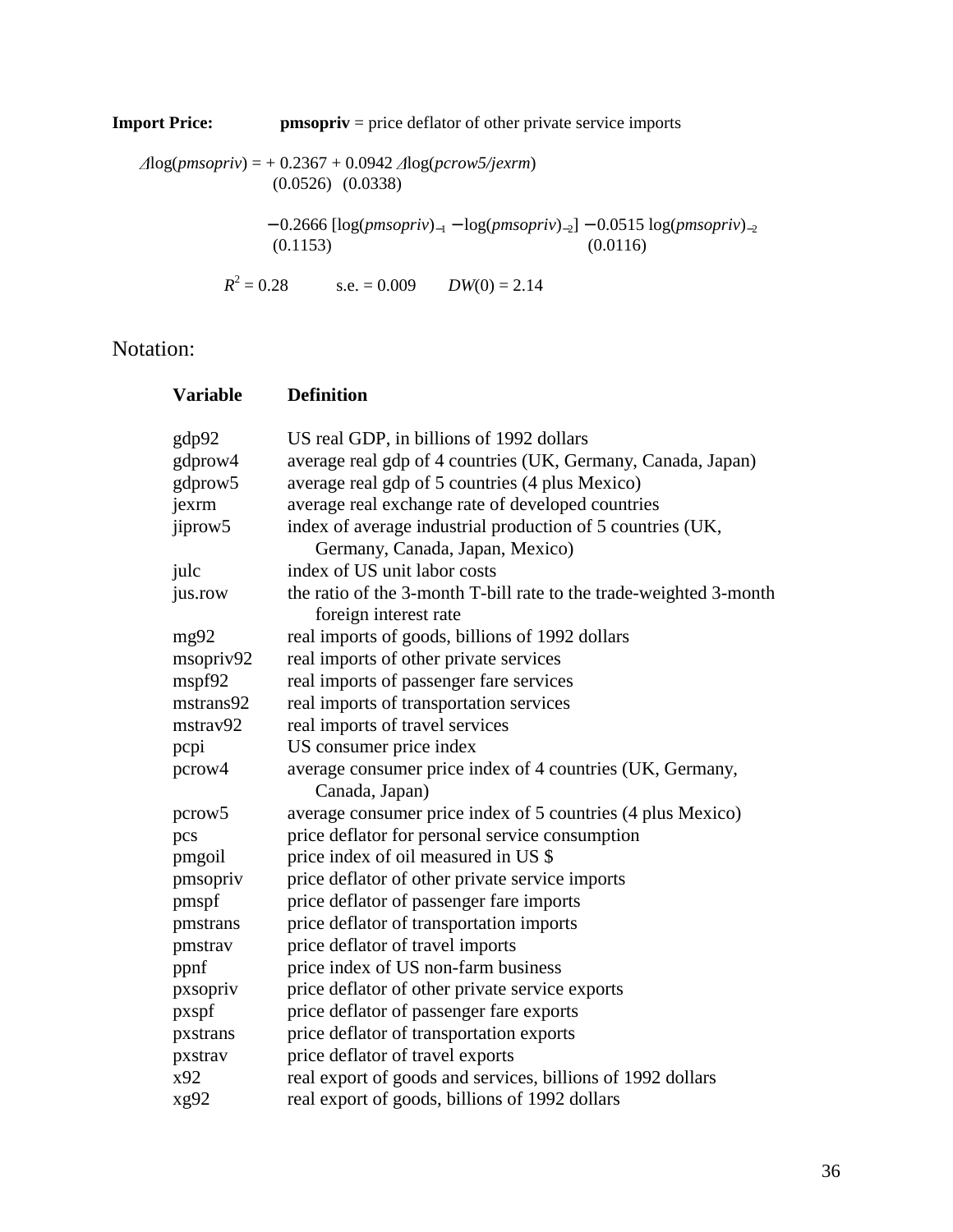**Import Price:** **pmsopriv** = price deflator of other private service imports

$$\Delta\log(pmsopriv) = +\underset{(0.0526)}{0.2367} + \underset{(0.0338)}{0.0942}\,\Delta\log(pcrow5/jexrm)$$

$$-\underset{(0.1153)}{0.2666}\,[\log(pmsopriv)_{-1} - \log(pmsopriv)_{-2}] - \underset{(0.0116)}{0.0515}\,\log(pmsopriv)_{-2}$$

$R^2 = 0.28$ s.e. = 0.009 $DW(0) = 2.14$

## Notation:

| Variable | Definition |
|---|---|
| gdp92 | US real GDP, in billions of 1992 dollars |
| gdprow4 | average real gdp of 4 countries (UK, Germany, Canada, Japan) |
| gdprow5 | average real gdp of 5 countries (4 plus Mexico) |
| jexrm | average real exchange rate of developed countries |
| jiprow5 | index of average industrial production of 5 countries (UK, Germany, Canada, Japan, Mexico) |
| julc | index of US unit labor costs |
| jus.row | the ratio of the 3-month T-bill rate to the trade-weighted 3-month foreign interest rate |
| mg92 | real imports of goods, billions of 1992 dollars |
| msopriv92 | real imports of other private services |
| mspf92 | real imports of passenger fare services |
| mstrans92 | real imports of transportation services |
| mstrav92 | real imports of travel services |
| pcpi | US consumer price index |
| pcrow4 | average consumer price index of 4 countries (UK, Germany, Canada, Japan) |
| pcrow5 | average consumer price index of 5 countries (4 plus Mexico) |
| pcs | price deflator for personal service consumption |
| pmgoil | price index of oil measured in US $ |
| pmsopriv | price deflator of other private service imports |
| pmspf | price deflator of passenger fare imports |
| pmstrans | price deflator of transportation imports |
| pmstrav | price deflator of travel imports |
| ppnf | price index of US non-farm business |
| pxsopriv | price deflator of other private service exports |
| pxspf | price deflator of passenger fare exports |
| pxstrans | price deflator of transportation exports |
| pxstrav | price deflator of travel exports |
| x92 | real export of goods and services, billions of 1992 dollars |
| xg92 | real export of goods, billions of 1992 dollars |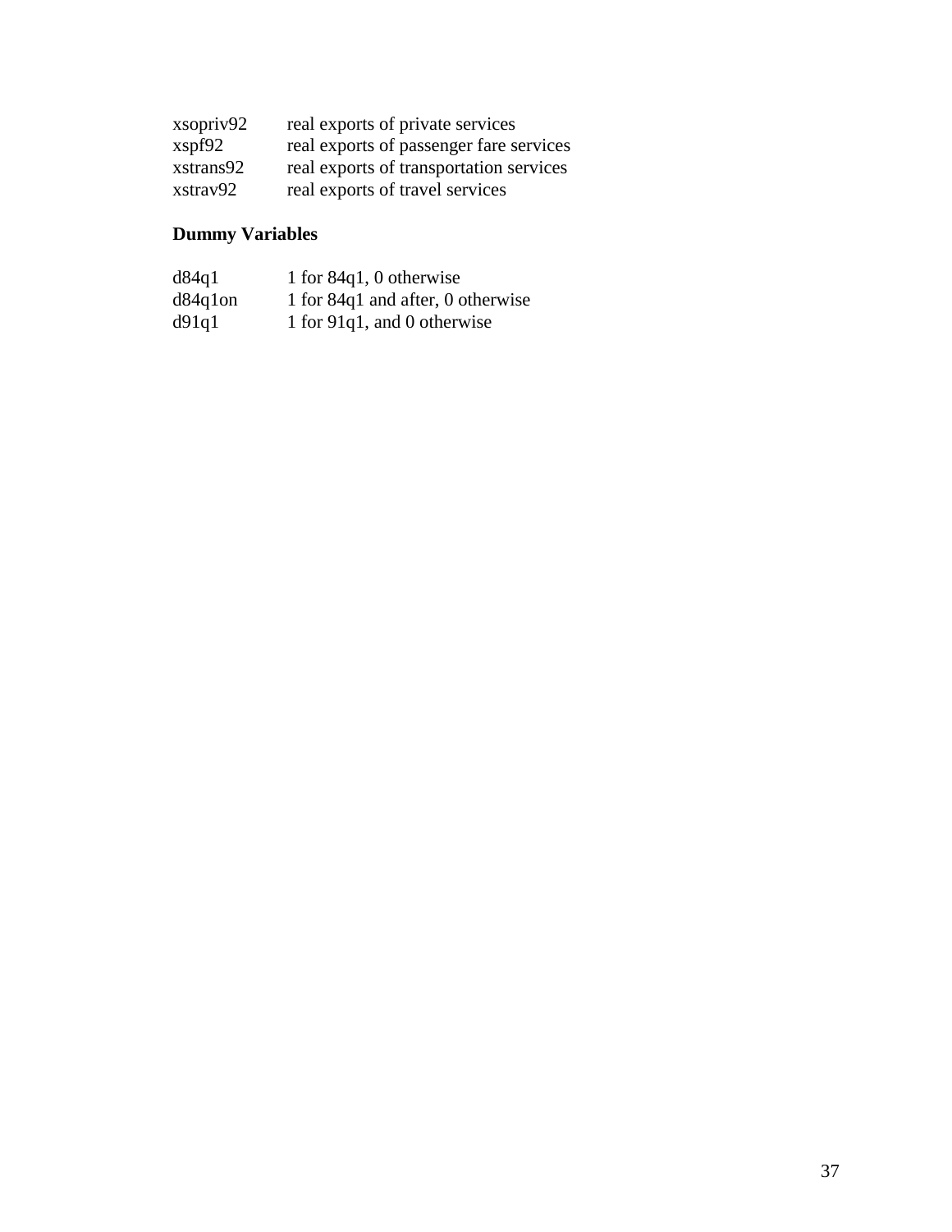| | |
|---|---|
| xsopriv92 | real exports of private services |
| xspf92 | real exports of passenger fare services |
| xstrans92 | real exports of transportation services |
| xstrav92 | real exports of travel services |

**Dummy Variables**

| | |
|---|---|
| d84q1 | 1 for 84q1, 0 otherwise |
| d84q1on | 1 for 84q1 and after, 0 otherwise |
| d91q1 | 1 for 91q1, and 0 otherwise |